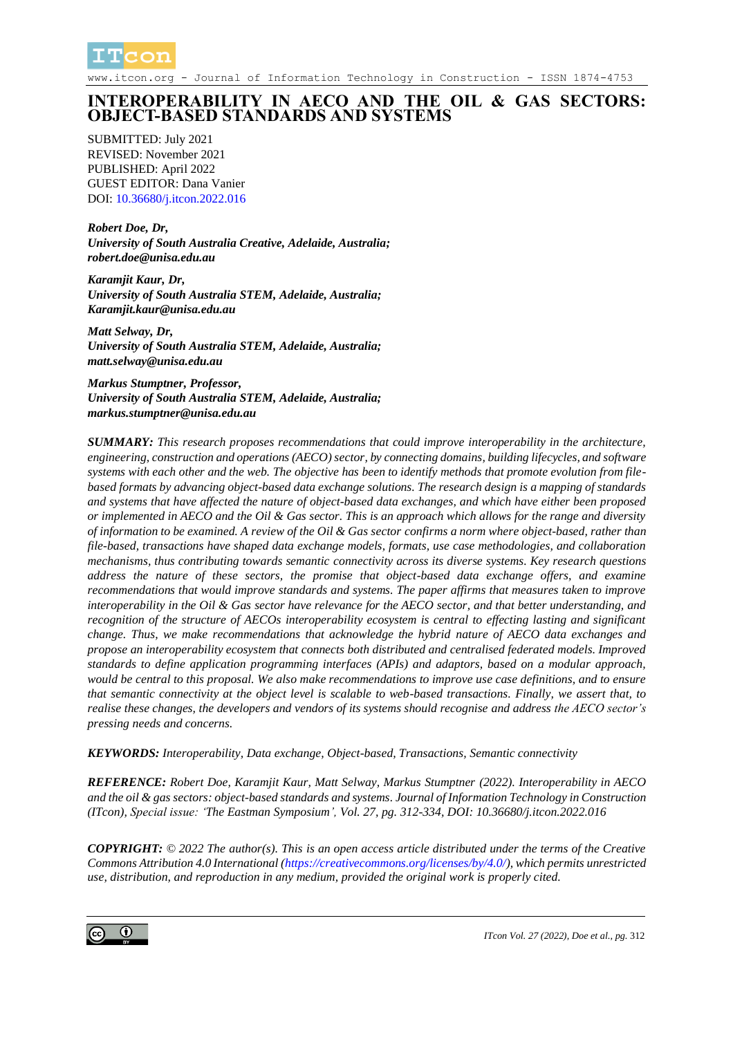# INTEROPERABILITY IN AECO AND THE OIL & GAS SECTORS: OBJECT-BASED STANDARDS AND SYSTEMS

SUBMITTED: July 2021
REVISED: November 2021
PUBLISHED: April 2022
GUEST EDITOR: Dana Vanier
DOI: 10.36680/j.itcon.2022.016

***Robert Doe, Dr,***
***University of South Australia Creative, Adelaide, Australia;***
***robert.doe@unisa.edu.au***

***Karamjit Kaur, Dr,***
***University of South Australia STEM, Adelaide, Australia;***
***Karamjit.kaur@unisa.edu.au***

***Matt Selway, Dr,***
***University of South Australia STEM, Adelaide, Australia;***
***matt.selway@unisa.edu.au***

***Markus Stumptner, Professor,***
***University of South Australia STEM, Adelaide, Australia;***
***markus.stumptner@unisa.edu.au***

***SUMMARY:*** *This research proposes recommendations that could improve interoperability in the architecture, engineering, construction and operations (AECO) sector, by connecting domains, building lifecycles, and software systems with each other and the web. The objective has been to identify methods that promote evolution from file-based formats by advancing object-based data exchange solutions. The research design is a mapping of standards and systems that have affected the nature of object-based data exchanges, and which have either been proposed or implemented in AECO and the Oil & Gas sector. This is an approach which allows for the range and diversity of information to be examined. A review of the Oil & Gas sector confirms a norm where object-based, rather than file-based, transactions have shaped data exchange models, formats, use case methodologies, and collaboration mechanisms, thus contributing towards semantic connectivity across its diverse systems. Key research questions address the nature of these sectors, the promise that object-based data exchange offers, and examine recommendations that would improve standards and systems. The paper affirms that measures taken to improve interoperability in the Oil & Gas sector have relevance for the AECO sector, and that better understanding, and recognition of the structure of AECOs interoperability ecosystem is central to effecting lasting and significant change. Thus, we make recommendations that acknowledge the hybrid nature of AECO data exchanges and propose an interoperability ecosystem that connects both distributed and centralised federated models. Improved standards to define application programming interfaces (APIs) and adaptors, based on a modular approach, would be central to this proposal. We also make recommendations to improve use case definitions, and to ensure that semantic connectivity at the object level is scalable to web-based transactions. Finally, we assert that, to realise these changes, the developers and vendors of its systems should recognise and address the AECO sector's pressing needs and concerns.*

***KEYWORDS:*** *Interoperability, Data exchange, Object-based, Transactions, Semantic connectivity*

***REFERENCE:*** *Robert Doe, Karamjit Kaur, Matt Selway, Markus Stumptner (2022). Interoperability in AECO and the oil & gas sectors: object-based standards and systems. Journal of Information Technology in Construction (ITcon), Special issue: 'The Eastman Symposium', Vol. 27, pg. 312-334, DOI: 10.36680/j.itcon.2022.016*

***COPYRIGHT:*** *© 2022 The author(s). This is an open access article distributed under the terms of the Creative Commons Attribution 4.0 International (https://creativecommons.org/licenses/by/4.0/), which permits unrestricted use, distribution, and reproduction in any medium, provided the original work is properly cited.*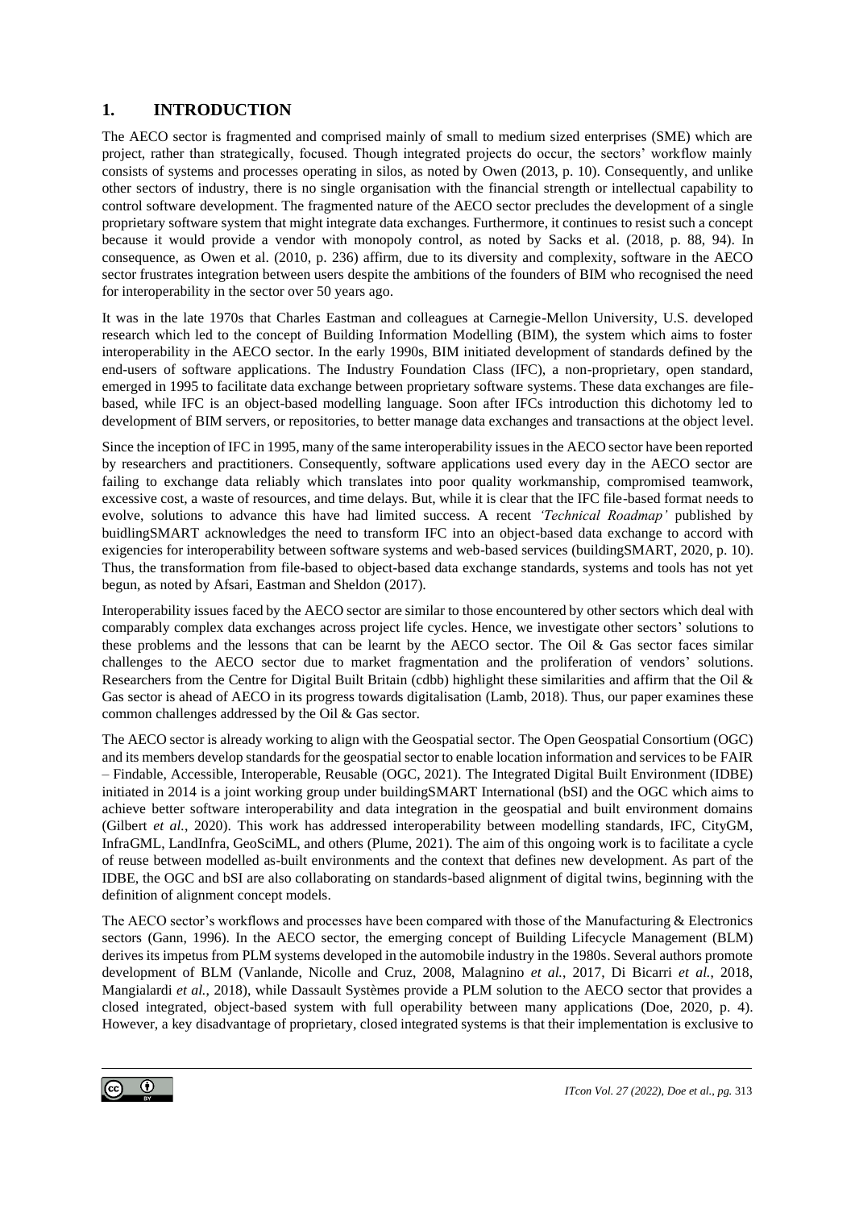## 1. INTRODUCTION

The AECO sector is fragmented and comprised mainly of small to medium sized enterprises (SME) which are project, rather than strategically, focused. Though integrated projects do occur, the sectors' workflow mainly consists of systems and processes operating in silos, as noted by Owen (2013, p. 10). Consequently, and unlike other sectors of industry, there is no single organisation with the financial strength or intellectual capability to control software development. The fragmented nature of the AECO sector precludes the development of a single proprietary software system that might integrate data exchanges. Furthermore, it continues to resist such a concept because it would provide a vendor with monopoly control, as noted by Sacks et al. (2018, p. 88, 94). In consequence, as Owen et al. (2010, p. 236) affirm, due to its diversity and complexity, software in the AECO sector frustrates integration between users despite the ambitions of the founders of BIM who recognised the need for interoperability in the sector over 50 years ago.

It was in the late 1970s that Charles Eastman and colleagues at Carnegie-Mellon University, U.S. developed research which led to the concept of Building Information Modelling (BIM), the system which aims to foster interoperability in the AECO sector. In the early 1990s, BIM initiated development of standards defined by the end-users of software applications. The Industry Foundation Class (IFC), a non-proprietary, open standard, emerged in 1995 to facilitate data exchange between proprietary software systems. These data exchanges are file-based, while IFC is an object-based modelling language. Soon after IFCs introduction this dichotomy led to development of BIM servers, or repositories, to better manage data exchanges and transactions at the object level.

Since the inception of IFC in 1995, many of the same interoperability issues in the AECO sector have been reported by researchers and practitioners. Consequently, software applications used every day in the AECO sector are failing to exchange data reliably which translates into poor quality workmanship, compromised teamwork, excessive cost, a waste of resources, and time delays. But, while it is clear that the IFC file-based format needs to evolve, solutions to advance this have had limited success. A recent *'Technical Roadmap'* published by buidlingSMART acknowledges the need to transform IFC into an object-based data exchange to accord with exigencies for interoperability between software systems and web-based services (buildingSMART, 2020, p. 10). Thus, the transformation from file-based to object-based data exchange standards, systems and tools has not yet begun, as noted by Afsari, Eastman and Sheldon (2017).

Interoperability issues faced by the AECO sector are similar to those encountered by other sectors which deal with comparably complex data exchanges across project life cycles. Hence, we investigate other sectors' solutions to these problems and the lessons that can be learnt by the AECO sector. The Oil & Gas sector faces similar challenges to the AECO sector due to market fragmentation and the proliferation of vendors' solutions. Researchers from the Centre for Digital Built Britain (cdbb) highlight these similarities and affirm that the Oil & Gas sector is ahead of AECO in its progress towards digitalisation (Lamb, 2018). Thus, our paper examines these common challenges addressed by the Oil & Gas sector.

The AECO sector is already working to align with the Geospatial sector. The Open Geospatial Consortium (OGC) and its members develop standards for the geospatial sector to enable location information and services to be FAIR – Findable, Accessible, Interoperable, Reusable (OGC, 2021). The Integrated Digital Built Environment (IDBE) initiated in 2014 is a joint working group under buildingSMART International (bSI) and the OGC which aims to achieve better software interoperability and data integration in the geospatial and built environment domains (Gilbert *et al.*, 2020). This work has addressed interoperability between modelling standards, IFC, CityGM, InfraGML, LandInfra, GeoSciML, and others (Plume, 2021). The aim of this ongoing work is to facilitate a cycle of reuse between modelled as-built environments and the context that defines new development. As part of the IDBE, the OGC and bSI are also collaborating on standards-based alignment of digital twins, beginning with the definition of alignment concept models.

The AECO sector's workflows and processes have been compared with those of the Manufacturing & Electronics sectors (Gann, 1996). In the AECO sector, the emerging concept of Building Lifecycle Management (BLM) derives its impetus from PLM systems developed in the automobile industry in the 1980s. Several authors promote development of BLM (Vanlande, Nicolle and Cruz, 2008, Malagnino *et al.*, 2017, Di Bicarri *et al.*, 2018, Mangialardi *et al.*, 2018), while Dassault Systèmes provide a PLM solution to the AECO sector that provides a closed integrated, object-based system with full operability between many applications (Doe, 2020, p. 4). However, a key disadvantage of proprietary, closed integrated systems is that their implementation is exclusive to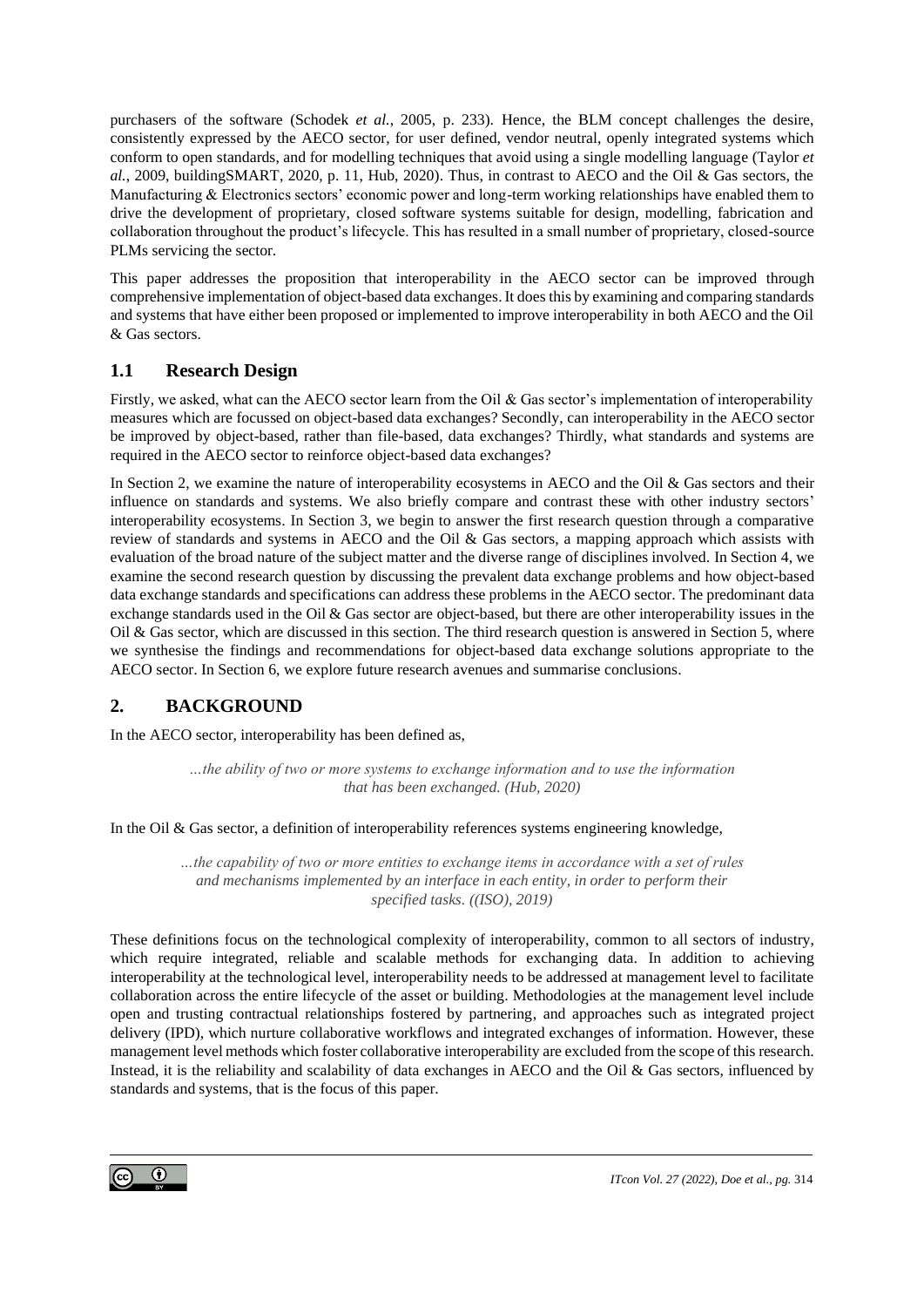purchasers of the software (Schodek *et al.*, 2005, p. 233). Hence, the BLM concept challenges the desire, consistently expressed by the AECO sector, for user defined, vendor neutral, openly integrated systems which conform to open standards, and for modelling techniques that avoid using a single modelling language (Taylor *et al.*, 2009, buildingSMART, 2020, p. 11, Hub, 2020). Thus, in contrast to AECO and the Oil & Gas sectors, the Manufacturing & Electronics sectors' economic power and long-term working relationships have enabled them to drive the development of proprietary, closed software systems suitable for design, modelling, fabrication and collaboration throughout the product's lifecycle. This has resulted in a small number of proprietary, closed-source PLMs servicing the sector.

This paper addresses the proposition that interoperability in the AECO sector can be improved through comprehensive implementation of object-based data exchanges. It does this by examining and comparing standards and systems that have either been proposed or implemented to improve interoperability in both AECO and the Oil & Gas sectors.

## 1.1 Research Design

Firstly, we asked, what can the AECO sector learn from the Oil & Gas sector's implementation of interoperability measures which are focussed on object-based data exchanges? Secondly, can interoperability in the AECO sector be improved by object-based, rather than file-based, data exchanges? Thirdly, what standards and systems are required in the AECO sector to reinforce object-based data exchanges?

In Section 2, we examine the nature of interoperability ecosystems in AECO and the Oil & Gas sectors and their influence on standards and systems. We also briefly compare and contrast these with other industry sectors' interoperability ecosystems. In Section 3, we begin to answer the first research question through a comparative review of standards and systems in AECO and the Oil & Gas sectors, a mapping approach which assists with evaluation of the broad nature of the subject matter and the diverse range of disciplines involved. In Section 4, we examine the second research question by discussing the prevalent data exchange problems and how object-based data exchange standards and specifications can address these problems in the AECO sector. The predominant data exchange standards used in the Oil & Gas sector are object-based, but there are other interoperability issues in the Oil & Gas sector, which are discussed in this section. The third research question is answered in Section 5, where we synthesise the findings and recommendations for object-based data exchange solutions appropriate to the AECO sector. In Section 6, we explore future research avenues and summarise conclusions.

# 2. BACKGROUND

In the AECO sector, interoperability has been defined as,

> *…the ability of two or more systems to exchange information and to use the information that has been exchanged. (Hub, 2020)*

In the Oil & Gas sector, a definition of interoperability references systems engineering knowledge,

> *…the capability of two or more entities to exchange items in accordance with a set of rules and mechanisms implemented by an interface in each entity, in order to perform their specified tasks. ((ISO), 2019)*

These definitions focus on the technological complexity of interoperability, common to all sectors of industry, which require integrated, reliable and scalable methods for exchanging data. In addition to achieving interoperability at the technological level, interoperability needs to be addressed at management level to facilitate collaboration across the entire lifecycle of the asset or building. Methodologies at the management level include open and trusting contractual relationships fostered by partnering, and approaches such as integrated project delivery (IPD), which nurture collaborative workflows and integrated exchanges of information. However, these management level methods which foster collaborative interoperability are excluded from the scope of this research. Instead, it is the reliability and scalability of data exchanges in AECO and the Oil & Gas sectors, influenced by standards and systems, that is the focus of this paper.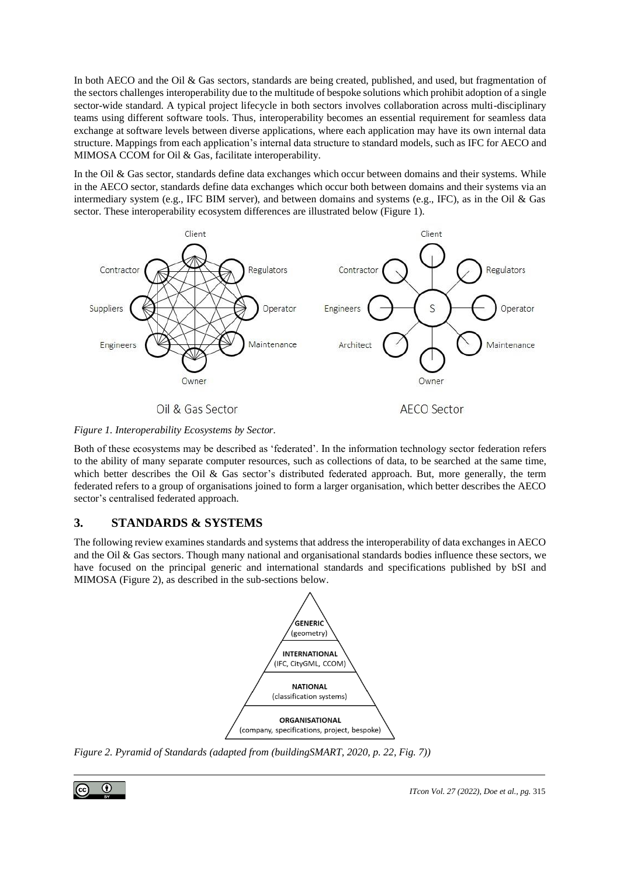In both AECO and the Oil & Gas sectors, standards are being created, published, and used, but fragmentation of the sectors challenges interoperability due to the multitude of bespoke solutions which prohibit adoption of a single sector-wide standard. A typical project lifecycle in both sectors involves collaboration across multi-disciplinary teams using different software tools. Thus, interoperability becomes an essential requirement for seamless data exchange at software levels between diverse applications, where each application may have its own internal data structure. Mappings from each application's internal data structure to standard models, such as IFC for AECO and MIMOSA CCOM for Oil & Gas, facilitate interoperability.

In the Oil & Gas sector, standards define data exchanges which occur between domains and their systems. While in the AECO sector, standards define data exchanges which occur both between domains and their systems via an intermediary system (e.g., IFC BIM server), and between domains and systems (e.g., IFC), as in the Oil & Gas sector. These interoperability ecosystem differences are illustrated below (Figure 1).

*Figure 1. Interoperability Ecosystems by Sector.*

Both of these ecosystems may be described as 'federated'. In the information technology sector federation refers to the ability of many separate computer resources, such as collections of data, to be searched at the same time, which better describes the Oil & Gas sector's distributed federated approach. But, more generally, the term federated refers to a group of organisations joined to form a larger organisation, which better describes the AECO sector's centralised federated approach.

## 3. STANDARDS & SYSTEMS

The following review examines standards and systems that address the interoperability of data exchanges in AECO and the Oil & Gas sectors. Though many national and organisational standards bodies influence these sectors, we have focused on the principal generic and international standards and specifications published by bSI and MIMOSA (Figure 2), as described in the sub-sections below.

*Figure 2. Pyramid of Standards (adapted from (buildingSMART, 2020, p. 22, Fig. 7))*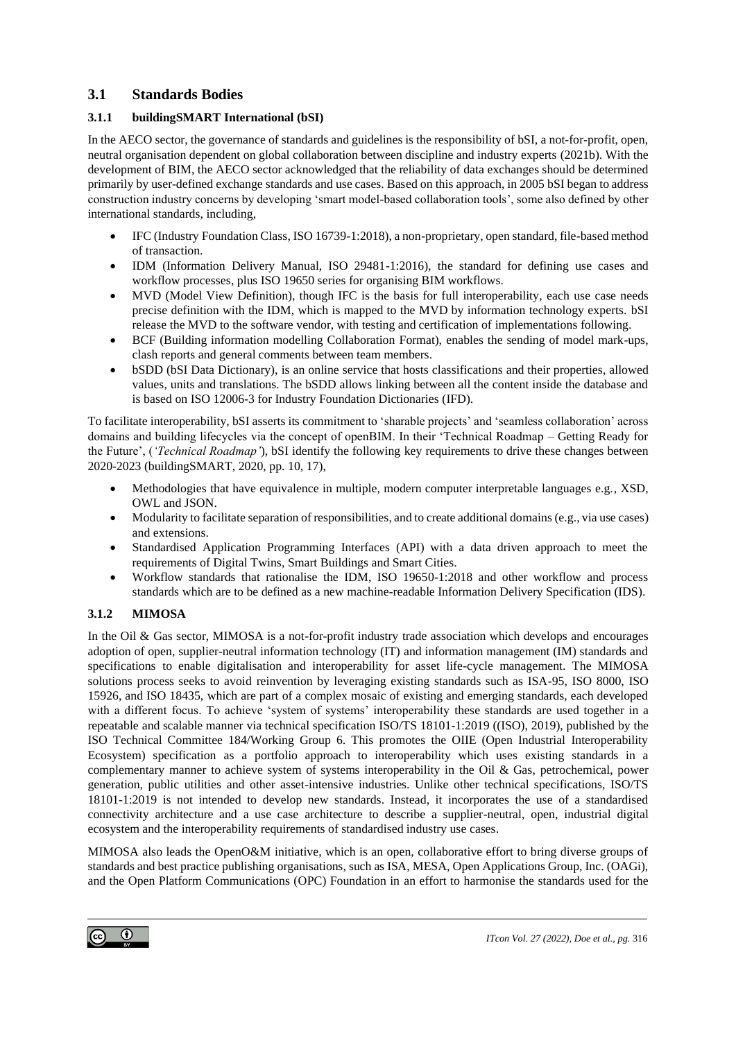## 3.1 Standards Bodies

### 3.1.1 buildingSMART International (bSI)

In the AECO sector, the governance of standards and guidelines is the responsibility of bSI, a not-for-profit, open, neutral organisation dependent on global collaboration between discipline and industry experts (2021b). With the development of BIM, the AECO sector acknowledged that the reliability of data exchanges should be determined primarily by user-defined exchange standards and use cases. Based on this approach, in 2005 bSI began to address construction industry concerns by developing 'smart model-based collaboration tools', some also defined by other international standards, including,

- IFC (Industry Foundation Class, ISO 16739-1:2018), a non-proprietary, open standard, file-based method of transaction.
- IDM (Information Delivery Manual, ISO 29481-1:2016), the standard for defining use cases and workflow processes, plus ISO 19650 series for organising BIM workflows.
- MVD (Model View Definition), though IFC is the basis for full interoperability, each use case needs precise definition with the IDM, which is mapped to the MVD by information technology experts. bSI release the MVD to the software vendor, with testing and certification of implementations following.
- BCF (Building information modelling Collaboration Format), enables the sending of model mark-ups, clash reports and general comments between team members.
- bSDD (bSI Data Dictionary), is an online service that hosts classifications and their properties, allowed values, units and translations. The bSDD allows linking between all the content inside the database and is based on ISO 12006-3 for Industry Foundation Dictionaries (IFD).

To facilitate interoperability, bSI asserts its commitment to 'sharable projects' and 'seamless collaboration' across domains and building lifecycles via the concept of openBIM. In their 'Technical Roadmap – Getting Ready for the Future', (*'Technical Roadmap'*), bSI identify the following key requirements to drive these changes between 2020-2023 (buildingSMART, 2020, pp. 10, 17),

- Methodologies that have equivalence in multiple, modern computer interpretable languages e.g., XSD, OWL and JSON.
- Modularity to facilitate separation of responsibilities, and to create additional domains (e.g., via use cases) and extensions.
- Standardised Application Programming Interfaces (API) with a data driven approach to meet the requirements of Digital Twins, Smart Buildings and Smart Cities.
- Workflow standards that rationalise the IDM, ISO 19650-1:2018 and other workflow and process standards which are to be defined as a new machine-readable Information Delivery Specification (IDS).

### 3.1.2 MIMOSA

In the Oil & Gas sector, MIMOSA is a not-for-profit industry trade association which develops and encourages adoption of open, supplier-neutral information technology (IT) and information management (IM) standards and specifications to enable digitalisation and interoperability for asset life-cycle management. The MIMOSA solutions process seeks to avoid reinvention by leveraging existing standards such as ISA-95, ISO 8000, ISO 15926, and ISO 18435, which are part of a complex mosaic of existing and emerging standards, each developed with a different focus. To achieve 'system of systems' interoperability these standards are used together in a repeatable and scalable manner via technical specification ISO/TS 18101-1:2019 ((ISO), 2019), published by the ISO Technical Committee 184/Working Group 6. This promotes the OIIE (Open Industrial Interoperability Ecosystem) specification as a portfolio approach to interoperability which uses existing standards in a complementary manner to achieve system of systems interoperability in the Oil & Gas, petrochemical, power generation, public utilities and other asset-intensive industries. Unlike other technical specifications, ISO/TS 18101-1:2019 is not intended to develop new standards. Instead, it incorporates the use of a standardised connectivity architecture and a use case architecture to describe a supplier-neutral, open, industrial digital ecosystem and the interoperability requirements of standardised industry use cases.

MIMOSA also leads the OpenO&M initiative, which is an open, collaborative effort to bring diverse groups of standards and best practice publishing organisations, such as ISA, MESA, Open Applications Group, Inc. (OAGi), and the Open Platform Communications (OPC) Foundation in an effort to harmonise the standards used for the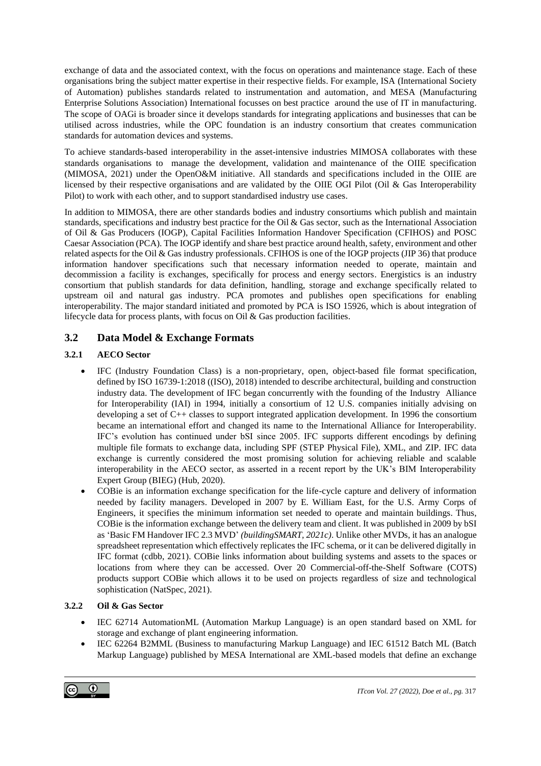exchange of data and the associated context, with the focus on operations and maintenance stage. Each of these organisations bring the subject matter expertise in their respective fields. For example, ISA (International Society of Automation) publishes standards related to instrumentation and automation, and MESA (Manufacturing Enterprise Solutions Association) International focusses on best practice around the use of IT in manufacturing. The scope of OAGi is broader since it develops standards for integrating applications and businesses that can be utilised across industries, while the OPC foundation is an industry consortium that creates communication standards for automation devices and systems.

To achieve standards-based interoperability in the asset-intensive industries MIMOSA collaborates with these standards organisations to manage the development, validation and maintenance of the OIIE specification (MIMOSA, 2021) under the OpenO&M initiative. All standards and specifications included in the OIIE are licensed by their respective organisations and are validated by the OIIE OGI Pilot (Oil & Gas Interoperability Pilot) to work with each other, and to support standardised industry use cases.

In addition to MIMOSA, there are other standards bodies and industry consortiums which publish and maintain standards, specifications and industry best practice for the Oil & Gas sector, such as the International Association of Oil & Gas Producers (IOGP), Capital Facilities Information Handover Specification (CFIHOS) and POSC Caesar Association (PCA). The IOGP identify and share best practice around health, safety, environment and other related aspects for the Oil & Gas industry professionals. CFIHOS is one of the IOGP projects (JIP 36) that produce information handover specifications such that necessary information needed to operate, maintain and decommission a facility is exchanges, specifically for process and energy sectors. Energistics is an industry consortium that publish standards for data definition, handling, storage and exchange specifically related to upstream oil and natural gas industry. PCA promotes and publishes open specifications for enabling interoperability. The major standard initiated and promoted by PCA is ISO 15926, which is about integration of lifecycle data for process plants, with focus on Oil & Gas production facilities.

## 3.2 Data Model & Exchange Formats

### 3.2.1 AECO Sector

- IFC (Industry Foundation Class) is a non-proprietary, open, object-based file format specification, defined by ISO 16739-1:2018 ((ISO), 2018) intended to describe architectural, building and construction industry data. The development of IFC began concurrently with the founding of the Industry Alliance for Interoperability (IAI) in 1994, initially a consortium of 12 U.S. companies initially advising on developing a set of C++ classes to support integrated application development. In 1996 the consortium became an international effort and changed its name to the International Alliance for Interoperability. IFC's evolution has continued under bSI since 2005. IFC supports different encodings by defining multiple file formats to exchange data, including SPF (STEP Physical File), XML, and ZIP. IFC data exchange is currently considered the most promising solution for achieving reliable and scalable interoperability in the AECO sector, as asserted in a recent report by the UK's BIM Interoperability Expert Group (BIEG) (Hub, 2020).
- COBie is an information exchange specification for the life-cycle capture and delivery of information needed by facility managers. Developed in 2007 by E. William East, for the U.S. Army Corps of Engineers, it specifies the minimum information set needed to operate and maintain buildings. Thus, COBie is the information exchange between the delivery team and client. It was published in 2009 by bSI as 'Basic FM Handover IFC 2.3 MVD' *(buildingSMART, 2021c)*. Unlike other MVDs, it has an analogue spreadsheet representation which effectively replicates the IFC schema, or it can be delivered digitally in IFC format (cdbb, 2021). COBie links information about building systems and assets to the spaces or locations from where they can be accessed. Over 20 Commercial-off-the-Shelf Software (COTS) products support COBie which allows it to be used on projects regardless of size and technological sophistication (NatSpec, 2021).

### 3.2.2 Oil & Gas Sector

- IEC 62714 AutomationML (Automation Markup Language) is an open standard based on XML for storage and exchange of plant engineering information.
- IEC 62264 B2MML (Business to manufacturing Markup Language) and IEC 61512 Batch ML (Batch Markup Language) published by MESA International are XML-based models that define an exchange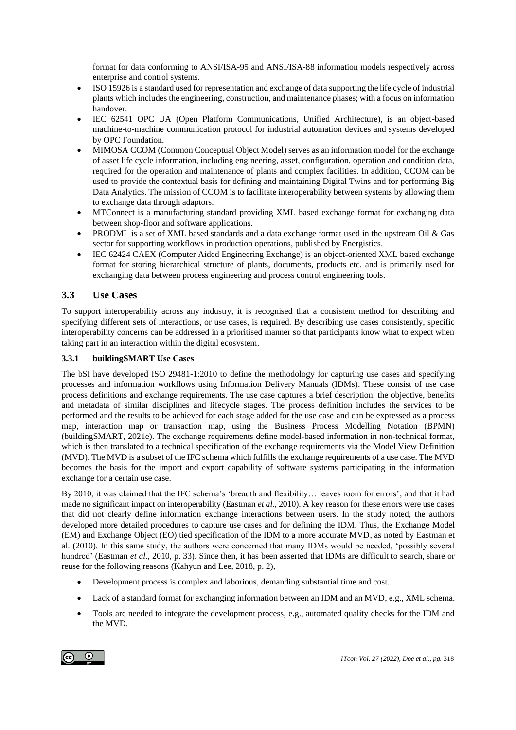format for data conforming to ANSI/ISA-95 and ANSI/ISA-88 information models respectively across enterprise and control systems.

- ISO 15926 is a standard used for representation and exchange of data supporting the life cycle of industrial plants which includes the engineering, construction, and maintenance phases; with a focus on information handover.
- IEC 62541 OPC UA (Open Platform Communications, Unified Architecture), is an object-based machine-to-machine communication protocol for industrial automation devices and systems developed by OPC Foundation.
- MIMOSA CCOM (Common Conceptual Object Model) serves as an information model for the exchange of asset life cycle information, including engineering, asset, configuration, operation and condition data, required for the operation and maintenance of plants and complex facilities. In addition, CCOM can be used to provide the contextual basis for defining and maintaining Digital Twins and for performing Big Data Analytics. The mission of CCOM is to facilitate interoperability between systems by allowing them to exchange data through adaptors.
- MTConnect is a manufacturing standard providing XML based exchange format for exchanging data between shop-floor and software applications.
- PRODML is a set of XML based standards and a data exchange format used in the upstream Oil & Gas sector for supporting workflows in production operations, published by Energistics.
- IEC 62424 CAEX (Computer Aided Engineering Exchange) is an object-oriented XML based exchange format for storing hierarchical structure of plants, documents, products etc. and is primarily used for exchanging data between process engineering and process control engineering tools.

## 3.3 Use Cases

To support interoperability across any industry, it is recognised that a consistent method for describing and specifying different sets of interactions, or use cases, is required. By describing use cases consistently, specific interoperability concerns can be addressed in a prioritised manner so that participants know what to expect when taking part in an interaction within the digital ecosystem.

### 3.3.1 buildingSMART Use Cases

The bSI have developed ISO 29481-1:2010 to define the methodology for capturing use cases and specifying processes and information workflows using Information Delivery Manuals (IDMs). These consist of use case process definitions and exchange requirements. The use case captures a brief description, the objective, benefits and metadata of similar disciplines and lifecycle stages. The process definition includes the services to be performed and the results to be achieved for each stage added for the use case and can be expressed as a process map, interaction map or transaction map, using the Business Process Modelling Notation (BPMN) (buildingSMART, 2021e). The exchange requirements define model-based information in non-technical format, which is then translated to a technical specification of the exchange requirements via the Model View Definition (MVD). The MVD is a subset of the IFC schema which fulfills the exchange requirements of a use case. The MVD becomes the basis for the import and export capability of software systems participating in the information exchange for a certain use case.

By 2010, it was claimed that the IFC schema's 'breadth and flexibility… leaves room for errors', and that it had made no significant impact on interoperability (Eastman *et al.*, 2010). A key reason for these errors were use cases that did not clearly define information exchange interactions between users. In the study noted, the authors developed more detailed procedures to capture use cases and for defining the IDM. Thus, the Exchange Model (EM) and Exchange Object (EO) tied specification of the IDM to a more accurate MVD, as noted by Eastman et al. (2010). In this same study, the authors were concerned that many IDMs would be needed, 'possibly several hundred' (Eastman *et al.*, 2010, p. 33). Since then, it has been asserted that IDMs are difficult to search, share or reuse for the following reasons (Kahyun and Lee, 2018, p. 2),

- Development process is complex and laborious, demanding substantial time and cost.
- Lack of a standard format for exchanging information between an IDM and an MVD, e.g., XML schema.
- Tools are needed to integrate the development process, e.g., automated quality checks for the IDM and the MVD.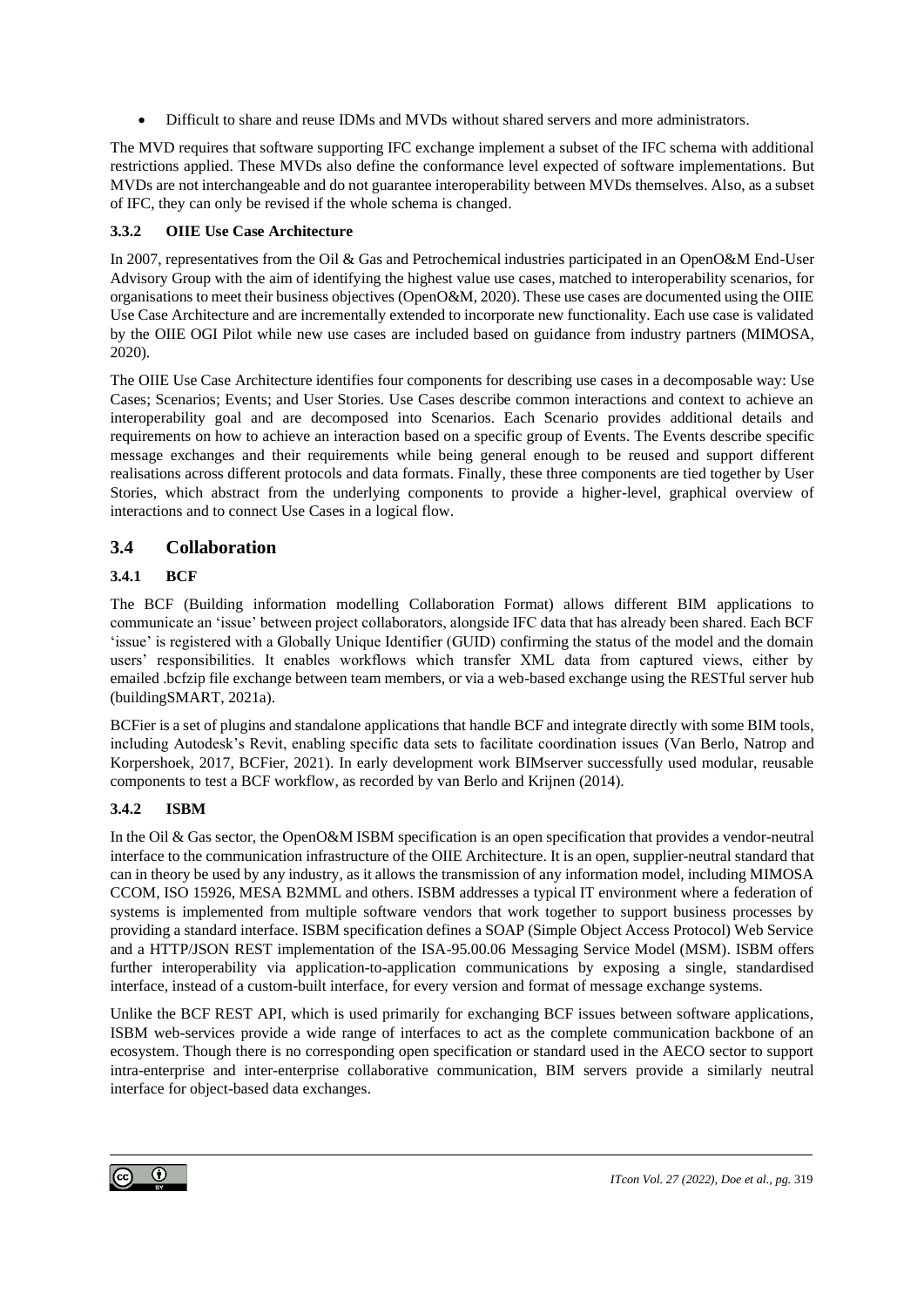- Difficult to share and reuse IDMs and MVDs without shared servers and more administrators.

The MVD requires that software supporting IFC exchange implement a subset of the IFC schema with additional restrictions applied. These MVDs also define the conformance level expected of software implementations. But MVDs are not interchangeable and do not guarantee interoperability between MVDs themselves. Also, as a subset of IFC, they can only be revised if the whole schema is changed.

#### 3.3.2 OIIE Use Case Architecture

In 2007, representatives from the Oil & Gas and Petrochemical industries participated in an OpenO&M End-User Advisory Group with the aim of identifying the highest value use cases, matched to interoperability scenarios, for organisations to meet their business objectives (OpenO&M, 2020). These use cases are documented using the OIIE Use Case Architecture and are incrementally extended to incorporate new functionality. Each use case is validated by the OIIE OGI Pilot while new use cases are included based on guidance from industry partners (MIMOSA, 2020).

The OIIE Use Case Architecture identifies four components for describing use cases in a decomposable way: Use Cases; Scenarios; Events; and User Stories. Use Cases describe common interactions and context to achieve an interoperability goal and are decomposed into Scenarios. Each Scenario provides additional details and requirements on how to achieve an interaction based on a specific group of Events. The Events describe specific message exchanges and their requirements while being general enough to be reused and support different realisations across different protocols and data formats. Finally, these three components are tied together by User Stories, which abstract from the underlying components to provide a higher-level, graphical overview of interactions and to connect Use Cases in a logical flow.

## 3.4 Collaboration

#### 3.4.1 BCF

The BCF (Building information modelling Collaboration Format) allows different BIM applications to communicate an 'issue' between project collaborators, alongside IFC data that has already been shared. Each BCF 'issue' is registered with a Globally Unique Identifier (GUID) confirming the status of the model and the domain users' responsibilities. It enables workflows which transfer XML data from captured views, either by emailed .bcfzip file exchange between team members, or via a web-based exchange using the RESTful server hub (buildingSMART, 2021a).

BCFier is a set of plugins and standalone applications that handle BCF and integrate directly with some BIM tools, including Autodesk's Revit, enabling specific data sets to facilitate coordination issues (Van Berlo, Natrop and Korpershoek, 2017, BCFier, 2021). In early development work BIMserver successfully used modular, reusable components to test a BCF workflow, as recorded by van Berlo and Krijnen (2014).

#### 3.4.2 ISBM

In the Oil & Gas sector, the OpenO&M ISBM specification is an open specification that provides a vendor-neutral interface to the communication infrastructure of the OIIE Architecture. It is an open, supplier-neutral standard that can in theory be used by any industry, as it allows the transmission of any information model, including MIMOSA CCOM, ISO 15926, MESA B2MML and others. ISBM addresses a typical IT environment where a federation of systems is implemented from multiple software vendors that work together to support business processes by providing a standard interface. ISBM specification defines a SOAP (Simple Object Access Protocol) Web Service and a HTTP/JSON REST implementation of the ISA-95.00.06 Messaging Service Model (MSM). ISBM offers further interoperability via application-to-application communications by exposing a single, standardised interface, instead of a custom-built interface, for every version and format of message exchange systems.

Unlike the BCF REST API, which is used primarily for exchanging BCF issues between software applications, ISBM web-services provide a wide range of interfaces to act as the complete communication backbone of an ecosystem. Though there is no corresponding open specification or standard used in the AECO sector to support intra-enterprise and inter-enterprise collaborative communication, BIM servers provide a similarly neutral interface for object-based data exchanges.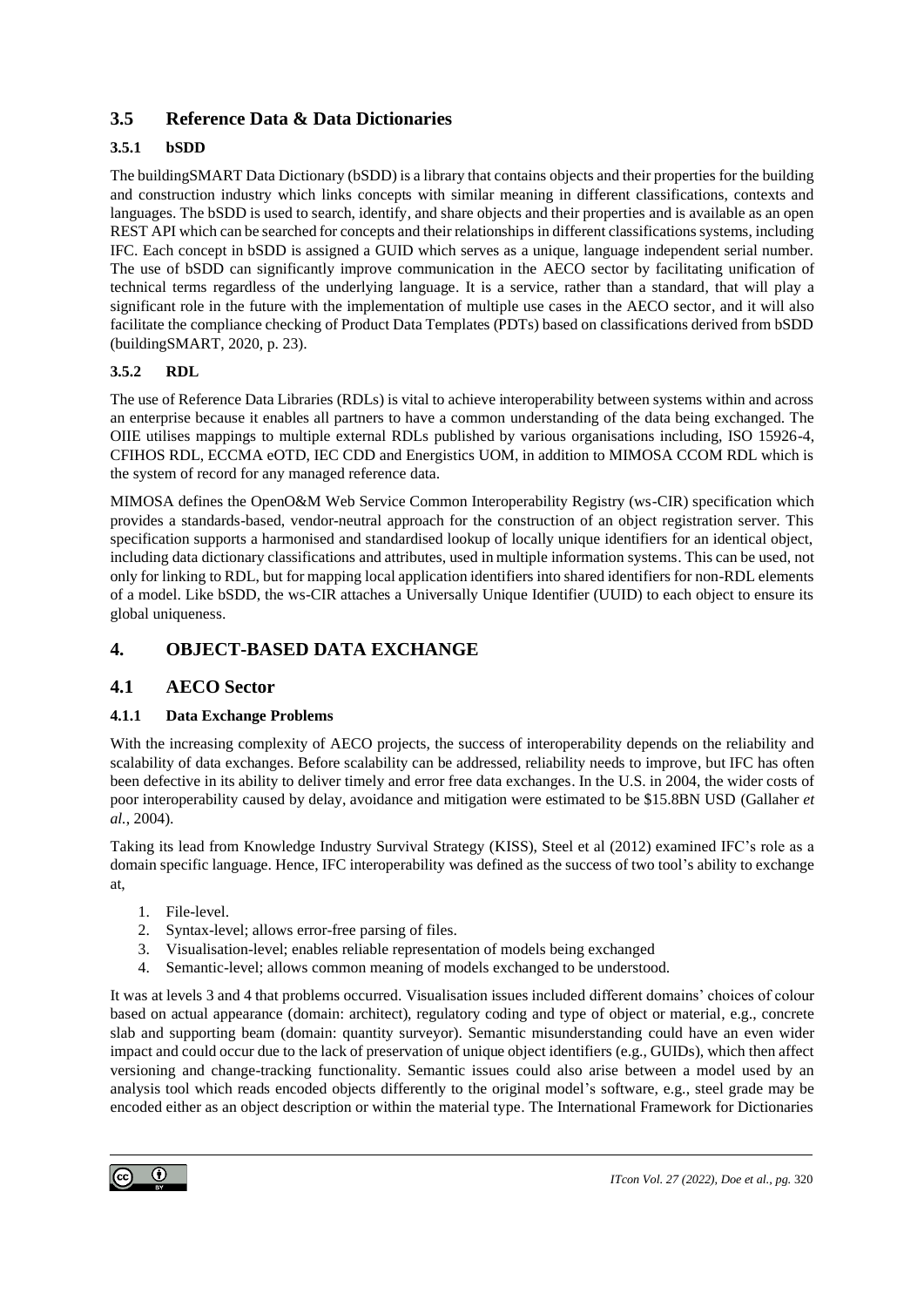## 3.5 Reference Data & Data Dictionaries

### 3.5.1 bSDD

The buildingSMART Data Dictionary (bSDD) is a library that contains objects and their properties for the building and construction industry which links concepts with similar meaning in different classifications, contexts and languages. The bSDD is used to search, identify, and share objects and their properties and is available as an open REST API which can be searched for concepts and their relationships in different classifications systems, including IFC. Each concept in bSDD is assigned a GUID which serves as a unique, language independent serial number. The use of bSDD can significantly improve communication in the AECO sector by facilitating unification of technical terms regardless of the underlying language. It is a service, rather than a standard, that will play a significant role in the future with the implementation of multiple use cases in the AECO sector, and it will also facilitate the compliance checking of Product Data Templates (PDTs) based on classifications derived from bSDD (buildingSMART, 2020, p. 23).

### 3.5.2 RDL

The use of Reference Data Libraries (RDLs) is vital to achieve interoperability between systems within and across an enterprise because it enables all partners to have a common understanding of the data being exchanged. The OIIE utilises mappings to multiple external RDLs published by various organisations including, ISO 15926-4, CFIHOS RDL, ECCMA eOTD, IEC CDD and Energistics UOM, in addition to MIMOSA CCOM RDL which is the system of record for any managed reference data.

MIMOSA defines the OpenO&M Web Service Common Interoperability Registry (ws-CIR) specification which provides a standards-based, vendor-neutral approach for the construction of an object registration server. This specification supports a harmonised and standardised lookup of locally unique identifiers for an identical object, including data dictionary classifications and attributes, used in multiple information systems. This can be used, not only for linking to RDL, but for mapping local application identifiers into shared identifiers for non-RDL elements of a model. Like bSDD, the ws-CIR attaches a Universally Unique Identifier (UUID) to each object to ensure its global uniqueness.

# 4. OBJECT-BASED DATA EXCHANGE

## 4.1 AECO Sector

### 4.1.1 Data Exchange Problems

With the increasing complexity of AECO projects, the success of interoperability depends on the reliability and scalability of data exchanges. Before scalability can be addressed, reliability needs to improve, but IFC has often been defective in its ability to deliver timely and error free data exchanges. In the U.S. in 2004, the wider costs of poor interoperability caused by delay, avoidance and mitigation were estimated to be $15.8BN USD (Gallaher *et al.*, 2004).

Taking its lead from Knowledge Industry Survival Strategy (KISS), Steel et al (2012) examined IFC's role as a domain specific language. Hence, IFC interoperability was defined as the success of two tool's ability to exchange at,

1. File-level.
2. Syntax-level; allows error-free parsing of files.
3. Visualisation-level; enables reliable representation of models being exchanged
4. Semantic-level; allows common meaning of models exchanged to be understood.

It was at levels 3 and 4 that problems occurred. Visualisation issues included different domains' choices of colour based on actual appearance (domain: architect), regulatory coding and type of object or material, e.g., concrete slab and supporting beam (domain: quantity surveyor). Semantic misunderstanding could have an even wider impact and could occur due to the lack of preservation of unique object identifiers (e.g., GUIDs), which then affect versioning and change-tracking functionality. Semantic issues could also arise between a model used by an analysis tool which reads encoded objects differently to the original model's software, e.g., steel grade may be encoded either as an object description or within the material type. The International Framework for Dictionaries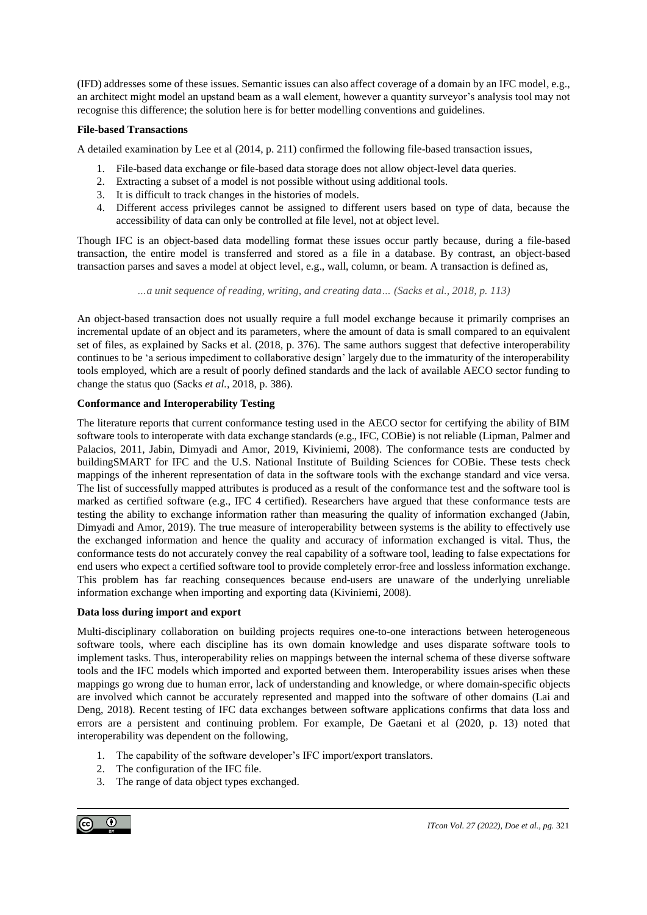(IFD) addresses some of these issues. Semantic issues can also affect coverage of a domain by an IFC model, e.g., an architect might model an upstand beam as a wall element, however a quantity surveyor's analysis tool may not recognise this difference; the solution here is for better modelling conventions and guidelines.

**File-based Transactions**

A detailed examination by Lee et al (2014, p. 211) confirmed the following file-based transaction issues,

1. File-based data exchange or file-based data storage does not allow object-level data queries.
2. Extracting a subset of a model is not possible without using additional tools.
3. It is difficult to track changes in the histories of models.
4. Different access privileges cannot be assigned to different users based on type of data, because the accessibility of data can only be controlled at file level, not at object level.

Though IFC is an object-based data modelling format these issues occur partly because, during a file-based transaction, the entire model is transferred and stored as a file in a database. By contrast, an object-based transaction parses and saves a model at object level, e.g., wall, column, or beam. A transaction is defined as,

> *…a unit sequence of reading, writing, and creating data… (Sacks et al., 2018, p. 113)*

An object-based transaction does not usually require a full model exchange because it primarily comprises an incremental update of an object and its parameters, where the amount of data is small compared to an equivalent set of files, as explained by Sacks et al. (2018, p. 376). The same authors suggest that defective interoperability continues to be 'a serious impediment to collaborative design' largely due to the immaturity of the interoperability tools employed, which are a result of poorly defined standards and the lack of available AECO sector funding to change the status quo (Sacks *et al.*, 2018, p. 386).

**Conformance and Interoperability Testing**

The literature reports that current conformance testing used in the AECO sector for certifying the ability of BIM software tools to interoperate with data exchange standards (e.g., IFC, COBie) is not reliable (Lipman, Palmer and Palacios, 2011, Jabin, Dimyadi and Amor, 2019, Kiviniemi, 2008). The conformance tests are conducted by buildingSMART for IFC and the U.S. National Institute of Building Sciences for COBie. These tests check mappings of the inherent representation of data in the software tools with the exchange standard and vice versa. The list of successfully mapped attributes is produced as a result of the conformance test and the software tool is marked as certified software (e.g., IFC 4 certified). Researchers have argued that these conformance tests are testing the ability to exchange information rather than measuring the quality of information exchanged (Jabin, Dimyadi and Amor, 2019). The true measure of interoperability between systems is the ability to effectively use the exchanged information and hence the quality and accuracy of information exchanged is vital. Thus, the conformance tests do not accurately convey the real capability of a software tool, leading to false expectations for end users who expect a certified software tool to provide completely error-free and lossless information exchange. This problem has far reaching consequences because end-users are unaware of the underlying unreliable information exchange when importing and exporting data (Kiviniemi, 2008).

**Data loss during import and export**

Multi-disciplinary collaboration on building projects requires one-to-one interactions between heterogeneous software tools, where each discipline has its own domain knowledge and uses disparate software tools to implement tasks. Thus, interoperability relies on mappings between the internal schema of these diverse software tools and the IFC models which imported and exported between them. Interoperability issues arises when these mappings go wrong due to human error, lack of understanding and knowledge, or where domain-specific objects are involved which cannot be accurately represented and mapped into the software of other domains (Lai and Deng, 2018). Recent testing of IFC data exchanges between software applications confirms that data loss and errors are a persistent and continuing problem. For example, De Gaetani et al (2020, p. 13) noted that interoperability was dependent on the following,

1. The capability of the software developer's IFC import/export translators.
2. The configuration of the IFC file.
3. The range of data object types exchanged.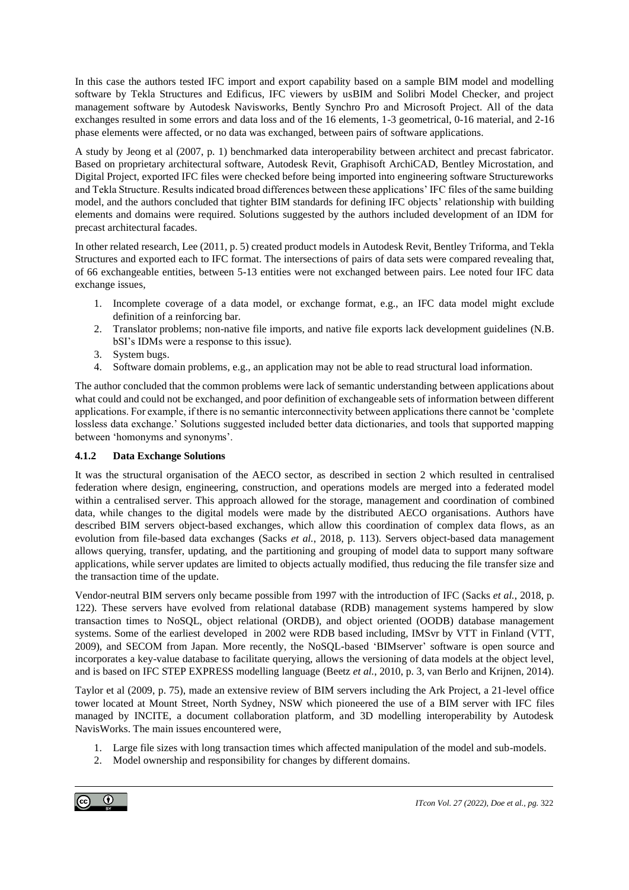In this case the authors tested IFC import and export capability based on a sample BIM model and modelling software by Tekla Structures and Edificus, IFC viewers by usBIM and Solibri Model Checker, and project management software by Autodesk Navisworks, Bently Synchro Pro and Microsoft Project. All of the data exchanges resulted in some errors and data loss and of the 16 elements, 1-3 geometrical, 0-16 material, and 2-16 phase elements were affected, or no data was exchanged, between pairs of software applications.

A study by Jeong et al (2007, p. 1) benchmarked data interoperability between architect and precast fabricator. Based on proprietary architectural software, Autodesk Revit, Graphisoft ArchiCAD, Bentley Microstation, and Digital Project, exported IFC files were checked before being imported into engineering software Structureworks and Tekla Structure. Results indicated broad differences between these applications' IFC files of the same building model, and the authors concluded that tighter BIM standards for defining IFC objects' relationship with building elements and domains were required. Solutions suggested by the authors included development of an IDM for precast architectural facades.

In other related research, Lee (2011, p. 5) created product models in Autodesk Revit, Bentley Triforma, and Tekla Structures and exported each to IFC format. The intersections of pairs of data sets were compared revealing that, of 66 exchangeable entities, between 5-13 entities were not exchanged between pairs. Lee noted four IFC data exchange issues,

1. Incomplete coverage of a data model, or exchange format, e.g., an IFC data model might exclude definition of a reinforcing bar.
2. Translator problems; non-native file imports, and native file exports lack development guidelines (N.B. bSI's IDMs were a response to this issue).
3. System bugs.
4. Software domain problems, e.g., an application may not be able to read structural load information.

The author concluded that the common problems were lack of semantic understanding between applications about what could and could not be exchanged, and poor definition of exchangeable sets of information between different applications. For example, if there is no semantic interconnectivity between applications there cannot be 'complete lossless data exchange.' Solutions suggested included better data dictionaries, and tools that supported mapping between 'homonyms and synonyms'.

#### 4.1.2 Data Exchange Solutions

It was the structural organisation of the AECO sector, as described in section 2 which resulted in centralised federation where design, engineering, construction, and operations models are merged into a federated model within a centralised server. This approach allowed for the storage, management and coordination of combined data, while changes to the digital models were made by the distributed AECO organisations. Authors have described BIM servers object-based exchanges, which allow this coordination of complex data flows, as an evolution from file-based data exchanges (Sacks *et al.*, 2018, p. 113). Servers object-based data management allows querying, transfer, updating, and the partitioning and grouping of model data to support many software applications, while server updates are limited to objects actually modified, thus reducing the file transfer size and the transaction time of the update.

Vendor-neutral BIM servers only became possible from 1997 with the introduction of IFC (Sacks *et al.*, 2018, p. 122). These servers have evolved from relational database (RDB) management systems hampered by slow transaction times to NoSQL, object relational (ORDB), and object oriented (OODB) database management systems. Some of the earliest developed in 2002 were RDB based including, IMSvr by VTT in Finland (VTT, 2009), and SECOM from Japan. More recently, the NoSQL-based 'BIMserver' software is open source and incorporates a key-value database to facilitate querying, allows the versioning of data models at the object level, and is based on IFC STEP EXPRESS modelling language (Beetz *et al.*, 2010, p. 3, van Berlo and Krijnen, 2014).

Taylor et al (2009, p. 75), made an extensive review of BIM servers including the Ark Project, a 21-level office tower located at Mount Street, North Sydney, NSW which pioneered the use of a BIM server with IFC files managed by INCITE, a document collaboration platform, and 3D modelling interoperability by Autodesk NavisWorks. The main issues encountered were,

1. Large file sizes with long transaction times which affected manipulation of the model and sub-models.
2. Model ownership and responsibility for changes by different domains.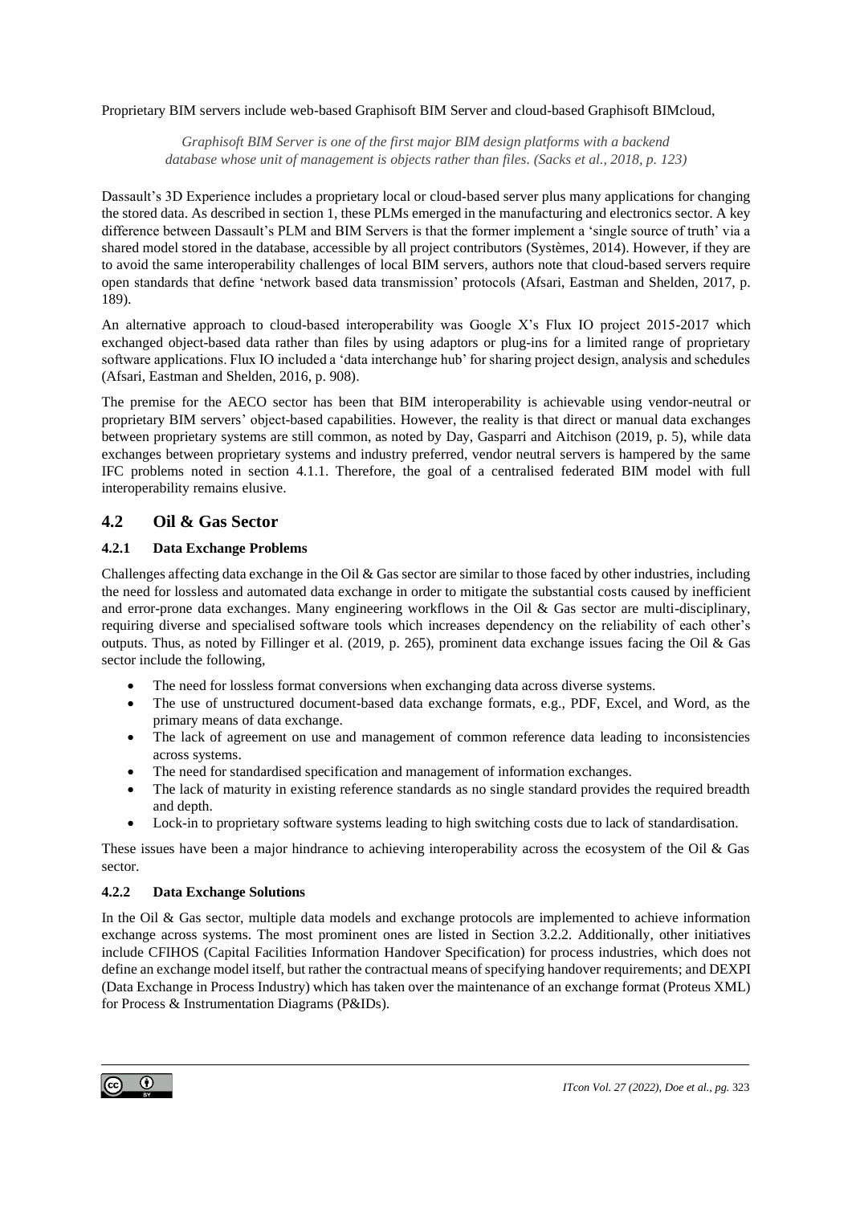Proprietary BIM servers include web-based Graphisoft BIM Server and cloud-based Graphisoft BIMcloud,

> *Graphisoft BIM Server is one of the first major BIM design platforms with a backend database whose unit of management is objects rather than files. (Sacks et al., 2018, p. 123)*

Dassault's 3D Experience includes a proprietary local or cloud-based server plus many applications for changing the stored data. As described in section 1, these PLMs emerged in the manufacturing and electronics sector. A key difference between Dassault's PLM and BIM Servers is that the former implement a 'single source of truth' via a shared model stored in the database, accessible by all project contributors (Systèmes, 2014). However, if they are to avoid the same interoperability challenges of local BIM servers, authors note that cloud-based servers require open standards that define 'network based data transmission' protocols (Afsari, Eastman and Shelden, 2017, p. 189).

An alternative approach to cloud-based interoperability was Google X's Flux IO project 2015-2017 which exchanged object-based data rather than files by using adaptors or plug-ins for a limited range of proprietary software applications. Flux IO included a 'data interchange hub' for sharing project design, analysis and schedules (Afsari, Eastman and Shelden, 2016, p. 908).

The premise for the AECO sector has been that BIM interoperability is achievable using vendor-neutral or proprietary BIM servers' object-based capabilities. However, the reality is that direct or manual data exchanges between proprietary systems are still common, as noted by Day, Gasparri and Aitchison (2019, p. 5), while data exchanges between proprietary systems and industry preferred, vendor neutral servers is hampered by the same IFC problems noted in section 4.1.1. Therefore, the goal of a centralised federated BIM model with full interoperability remains elusive.

## 4.2 Oil & Gas Sector

### 4.2.1 Data Exchange Problems

Challenges affecting data exchange in the Oil & Gas sector are similar to those faced by other industries, including the need for lossless and automated data exchange in order to mitigate the substantial costs caused by inefficient and error-prone data exchanges. Many engineering workflows in the Oil & Gas sector are multi-disciplinary, requiring diverse and specialised software tools which increases dependency on the reliability of each other's outputs. Thus, as noted by Fillinger et al. (2019, p. 265), prominent data exchange issues facing the Oil & Gas sector include the following,

- The need for lossless format conversions when exchanging data across diverse systems.
- The use of unstructured document-based data exchange formats, e.g., PDF, Excel, and Word, as the primary means of data exchange.
- The lack of agreement on use and management of common reference data leading to inconsistencies across systems.
- The need for standardised specification and management of information exchanges.
- The lack of maturity in existing reference standards as no single standard provides the required breadth and depth.
- Lock-in to proprietary software systems leading to high switching costs due to lack of standardisation.

These issues have been a major hindrance to achieving interoperability across the ecosystem of the Oil & Gas sector.

### 4.2.2 Data Exchange Solutions

In the Oil & Gas sector, multiple data models and exchange protocols are implemented to achieve information exchange across systems. The most prominent ones are listed in Section 3.2.2. Additionally, other initiatives include CFIHOS (Capital Facilities Information Handover Specification) for process industries, which does not define an exchange model itself, but rather the contractual means of specifying handover requirements; and DEXPI (Data Exchange in Process Industry) which has taken over the maintenance of an exchange format (Proteus XML) for Process & Instrumentation Diagrams (P&IDs).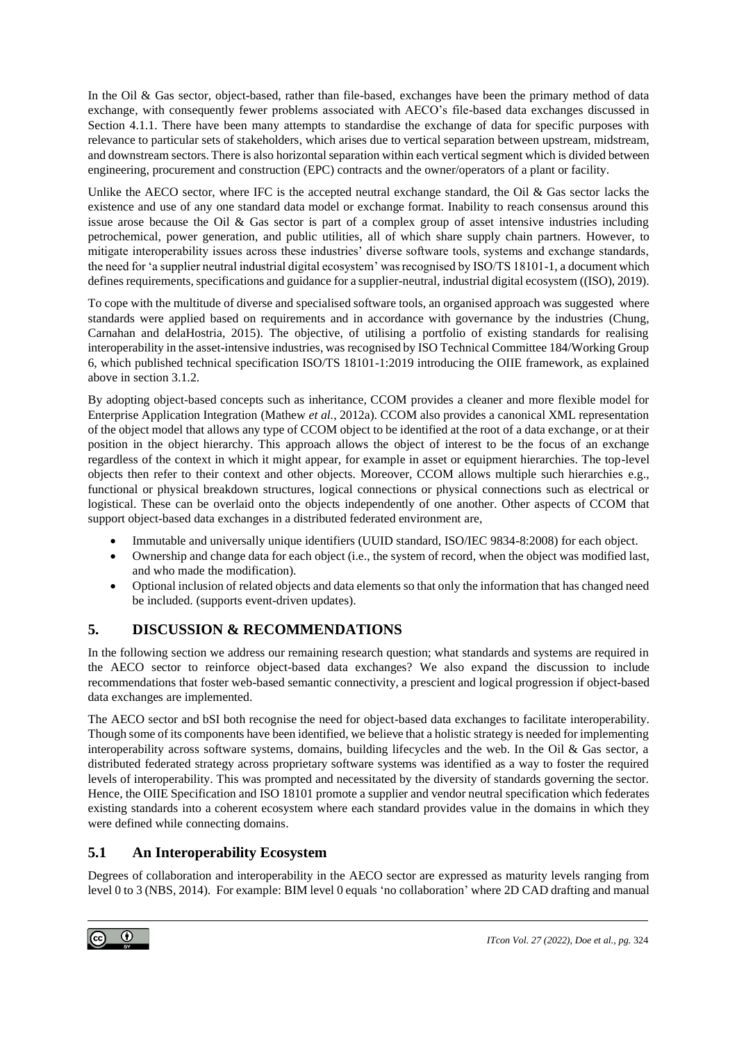In the Oil & Gas sector, object-based, rather than file-based, exchanges have been the primary method of data exchange, with consequently fewer problems associated with AECO's file-based data exchanges discussed in Section 4.1.1. There have been many attempts to standardise the exchange of data for specific purposes with relevance to particular sets of stakeholders, which arises due to vertical separation between upstream, midstream, and downstream sectors. There is also horizontal separation within each vertical segment which is divided between engineering, procurement and construction (EPC) contracts and the owner/operators of a plant or facility.

Unlike the AECO sector, where IFC is the accepted neutral exchange standard, the Oil & Gas sector lacks the existence and use of any one standard data model or exchange format. Inability to reach consensus around this issue arose because the Oil & Gas sector is part of a complex group of asset intensive industries including petrochemical, power generation, and public utilities, all of which share supply chain partners. However, to mitigate interoperability issues across these industries' diverse software tools, systems and exchange standards, the need for 'a supplier neutral industrial digital ecosystem' was recognised by ISO/TS 18101-1, a document which defines requirements, specifications and guidance for a supplier-neutral, industrial digital ecosystem ((ISO), 2019).

To cope with the multitude of diverse and specialised software tools, an organised approach was suggested where standards were applied based on requirements and in accordance with governance by the industries (Chung, Carnahan and delaHostria, 2015). The objective, of utilising a portfolio of existing standards for realising interoperability in the asset-intensive industries, was recognised by ISO Technical Committee 184/Working Group 6, which published technical specification ISO/TS 18101-1:2019 introducing the OIIE framework, as explained above in section 3.1.2.

By adopting object-based concepts such as inheritance, CCOM provides a cleaner and more flexible model for Enterprise Application Integration (Mathew *et al.*, 2012a). CCOM also provides a canonical XML representation of the object model that allows any type of CCOM object to be identified at the root of a data exchange, or at their position in the object hierarchy. This approach allows the object of interest to be the focus of an exchange regardless of the context in which it might appear, for example in asset or equipment hierarchies. The top-level objects then refer to their context and other objects. Moreover, CCOM allows multiple such hierarchies e.g., functional or physical breakdown structures, logical connections or physical connections such as electrical or logistical. These can be overlaid onto the objects independently of one another. Other aspects of CCOM that support object-based data exchanges in a distributed federated environment are,

- Immutable and universally unique identifiers (UUID standard, ISO/IEC 9834-8:2008) for each object.
- Ownership and change data for each object (i.e., the system of record, when the object was modified last, and who made the modification).
- Optional inclusion of related objects and data elements so that only the information that has changed need be included. (supports event-driven updates).

## 5. DISCUSSION & RECOMMENDATIONS

In the following section we address our remaining research question; what standards and systems are required in the AECO sector to reinforce object-based data exchanges? We also expand the discussion to include recommendations that foster web-based semantic connectivity, a prescient and logical progression if object-based data exchanges are implemented.

The AECO sector and bSI both recognise the need for object-based data exchanges to facilitate interoperability. Though some of its components have been identified, we believe that a holistic strategy is needed for implementing interoperability across software systems, domains, building lifecycles and the web. In the Oil & Gas sector, a distributed federated strategy across proprietary software systems was identified as a way to foster the required levels of interoperability. This was prompted and necessitated by the diversity of standards governing the sector. Hence, the OIIE Specification and ISO 18101 promote a supplier and vendor neutral specification which federates existing standards into a coherent ecosystem where each standard provides value in the domains in which they were defined while connecting domains.

### 5.1 An Interoperability Ecosystem

Degrees of collaboration and interoperability in the AECO sector are expressed as maturity levels ranging from level 0 to 3 (NBS, 2014). For example: BIM level 0 equals 'no collaboration' where 2D CAD drafting and manual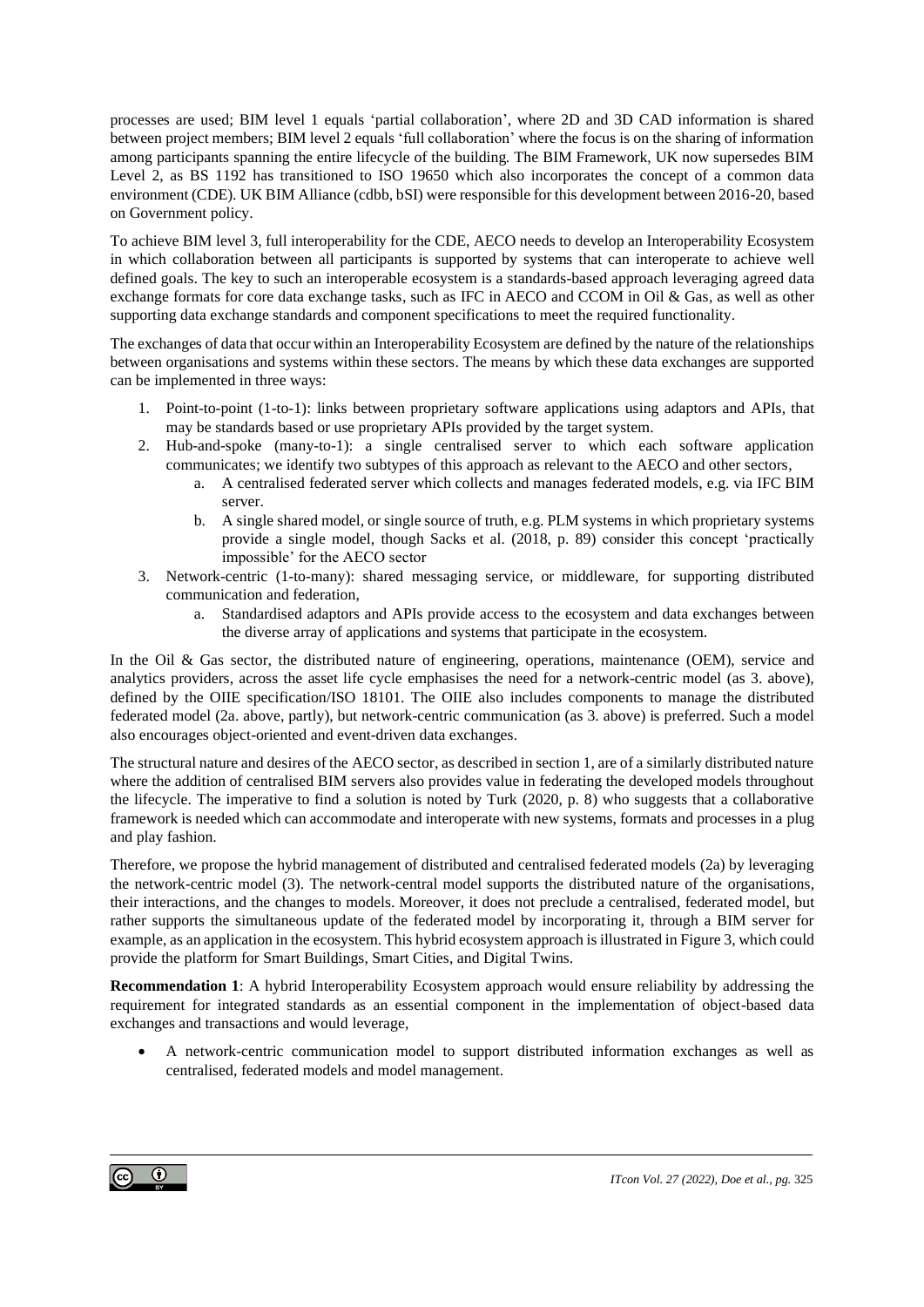processes are used; BIM level 1 equals 'partial collaboration', where 2D and 3D CAD information is shared between project members; BIM level 2 equals 'full collaboration' where the focus is on the sharing of information among participants spanning the entire lifecycle of the building. The BIM Framework, UK now supersedes BIM Level 2, as BS 1192 has transitioned to ISO 19650 which also incorporates the concept of a common data environment (CDE). UK BIM Alliance (cdbb, bSI) were responsible for this development between 2016-20, based on Government policy.

To achieve BIM level 3, full interoperability for the CDE, AECO needs to develop an Interoperability Ecosystem in which collaboration between all participants is supported by systems that can interoperate to achieve well defined goals. The key to such an interoperable ecosystem is a standards-based approach leveraging agreed data exchange formats for core data exchange tasks, such as IFC in AECO and CCOM in Oil & Gas, as well as other supporting data exchange standards and component specifications to meet the required functionality.

The exchanges of data that occur within an Interoperability Ecosystem are defined by the nature of the relationships between organisations and systems within these sectors. The means by which these data exchanges are supported can be implemented in three ways:

1. Point-to-point (1-to-1): links between proprietary software applications using adaptors and APIs, that may be standards based or use proprietary APIs provided by the target system.
2. Hub-and-spoke (many-to-1): a single centralised server to which each software application communicates; we identify two subtypes of this approach as relevant to the AECO and other sectors,
    a. A centralised federated server which collects and manages federated models, e.g. via IFC BIM server.
    b. A single shared model, or single source of truth, e.g. PLM systems in which proprietary systems provide a single model, though Sacks et al. (2018, p. 89) consider this concept 'practically impossible' for the AECO sector
3. Network-centric (1-to-many): shared messaging service, or middleware, for supporting distributed communication and federation,
    a. Standardised adaptors and APIs provide access to the ecosystem and data exchanges between the diverse array of applications and systems that participate in the ecosystem.

In the Oil & Gas sector, the distributed nature of engineering, operations, maintenance (OEM), service and analytics providers, across the asset life cycle emphasises the need for a network-centric model (as 3. above), defined by the OIIE specification/ISO 18101. The OIIE also includes components to manage the distributed federated model (2a. above, partly), but network-centric communication (as 3. above) is preferred. Such a model also encourages object-oriented and event-driven data exchanges.

The structural nature and desires of the AECO sector, as described in section 1, are of a similarly distributed nature where the addition of centralised BIM servers also provides value in federating the developed models throughout the lifecycle. The imperative to find a solution is noted by Turk (2020, p. 8) who suggests that a collaborative framework is needed which can accommodate and interoperate with new systems, formats and processes in a plug and play fashion.

Therefore, we propose the hybrid management of distributed and centralised federated models (2a) by leveraging the network-centric model (3). The network-central model supports the distributed nature of the organisations, their interactions, and the changes to models. Moreover, it does not preclude a centralised, federated model, but rather supports the simultaneous update of the federated model by incorporating it, through a BIM server for example, as an application in the ecosystem. This hybrid ecosystem approach is illustrated in Figure 3, which could provide the platform for Smart Buildings, Smart Cities, and Digital Twins.

**Recommendation 1**: A hybrid Interoperability Ecosystem approach would ensure reliability by addressing the requirement for integrated standards as an essential component in the implementation of object-based data exchanges and transactions and would leverage,

- A network-centric communication model to support distributed information exchanges as well as centralised, federated models and model management.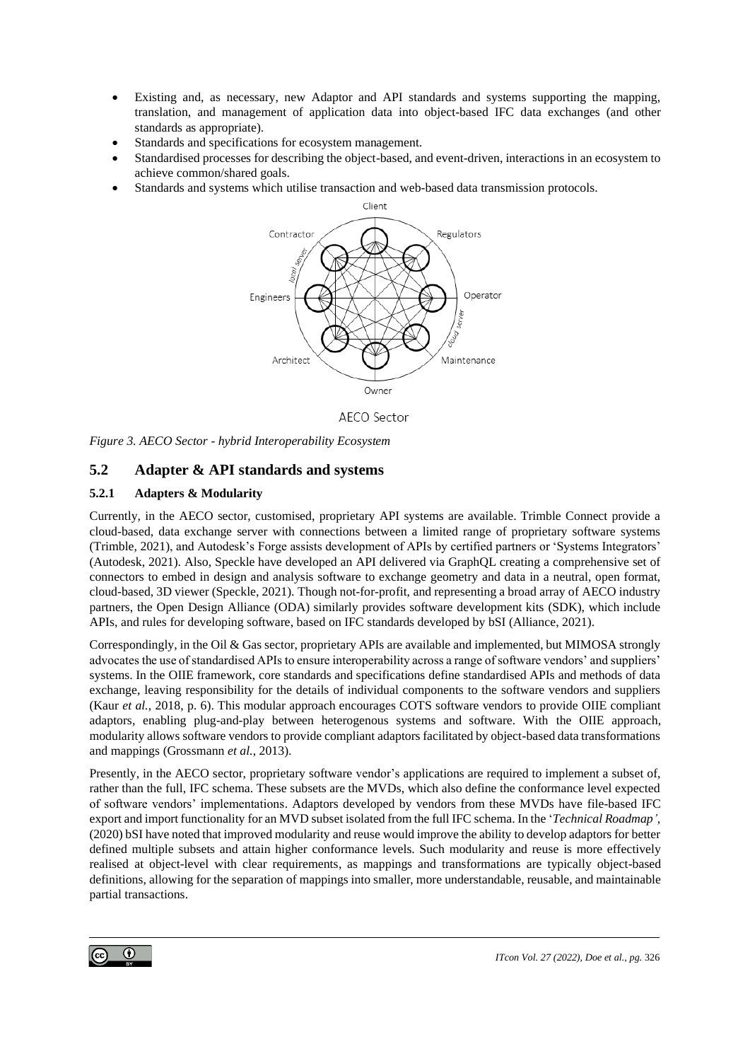- Existing and, as necessary, new Adaptor and API standards and systems supporting the mapping, translation, and management of application data into object-based IFC data exchanges (and other standards as appropriate).
- Standards and specifications for ecosystem management.
- Standardised processes for describing the object-based, and event-driven, interactions in an ecosystem to achieve common/shared goals.
- Standards and systems which utilise transaction and web-based data transmission protocols.

*Figure 3. AECO Sector - hybrid Interoperability Ecosystem*

## 5.2 Adapter & API standards and systems

### 5.2.1 Adapters & Modularity

Currently, in the AECO sector, customised, proprietary API systems are available. Trimble Connect provide a cloud-based, data exchange server with connections between a limited range of proprietary software systems (Trimble, 2021), and Autodesk's Forge assists development of APIs by certified partners or 'Systems Integrators' (Autodesk, 2021). Also, Speckle have developed an API delivered via GraphQL creating a comprehensive set of connectors to embed in design and analysis software to exchange geometry and data in a neutral, open format, cloud-based, 3D viewer (Speckle, 2021). Though not-for-profit, and representing a broad array of AECO industry partners, the Open Design Alliance (ODA) similarly provides software development kits (SDK), which include APIs, and rules for developing software, based on IFC standards developed by bSI (Alliance, 2021).

Correspondingly, in the Oil & Gas sector, proprietary APIs are available and implemented, but MIMOSA strongly advocates the use of standardised APIs to ensure interoperability across a range of software vendors' and suppliers' systems. In the OIIE framework, core standards and specifications define standardised APIs and methods of data exchange, leaving responsibility for the details of individual components to the software vendors and suppliers (Kaur *et al.*, 2018, p. 6). This modular approach encourages COTS software vendors to provide OIIE compliant adaptors, enabling plug-and-play between heterogenous systems and software. With the OIIE approach, modularity allows software vendors to provide compliant adaptors facilitated by object-based data transformations and mappings (Grossmann *et al.*, 2013).

Presently, in the AECO sector, proprietary software vendor's applications are required to implement a subset of, rather than the full, IFC schema. These subsets are the MVDs, which also define the conformance level expected of software vendors' implementations. Adaptors developed by vendors from these MVDs have file-based IFC export and import functionality for an MVD subset isolated from the full IFC schema. In the '*Technical Roadmap'*, (2020) bSI have noted that improved modularity and reuse would improve the ability to develop adaptors for better defined multiple subsets and attain higher conformance levels. Such modularity and reuse is more effectively realised at object-level with clear requirements, as mappings and transformations are typically object-based definitions, allowing for the separation of mappings into smaller, more understandable, reusable, and maintainable partial transactions.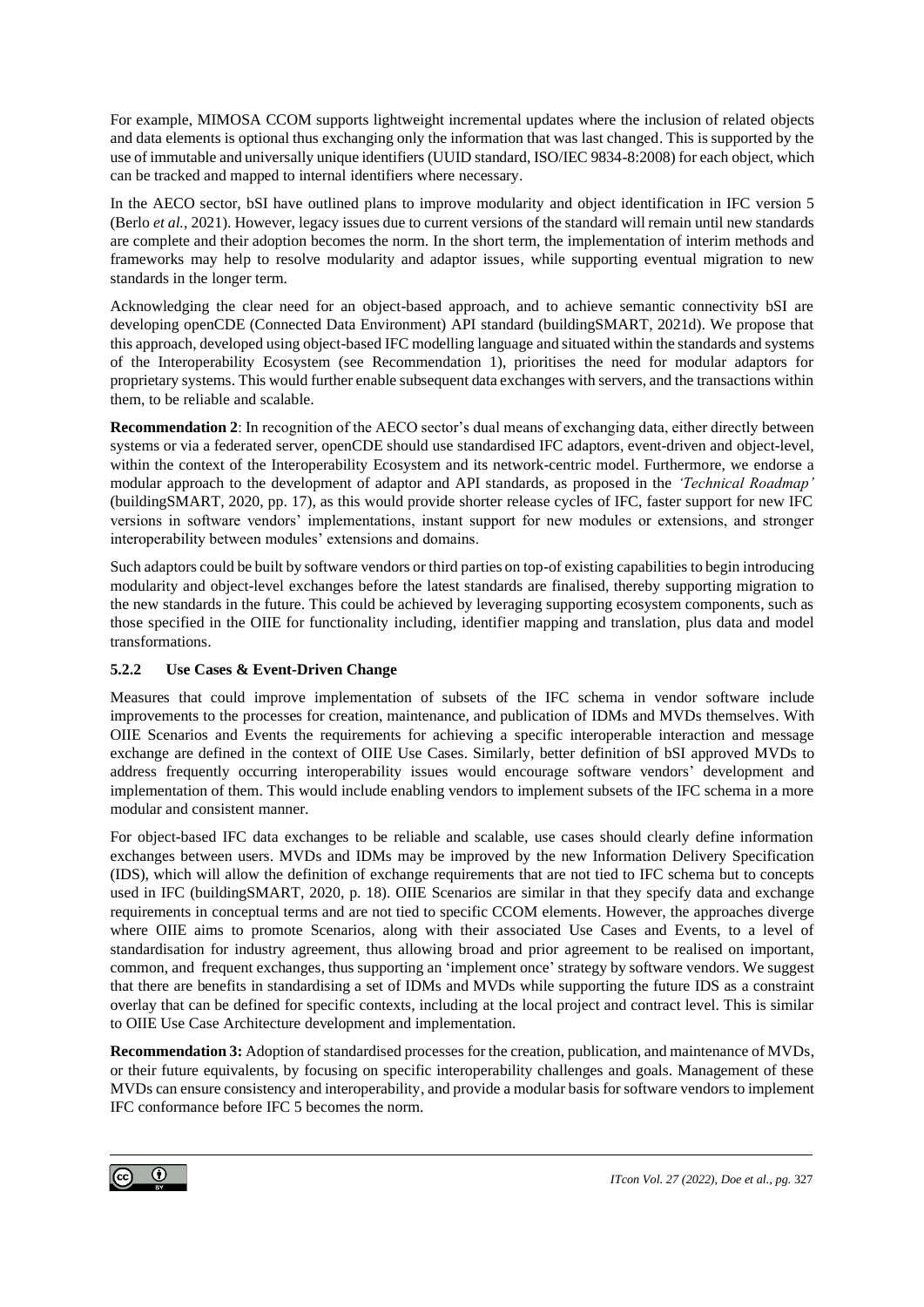For example, MIMOSA CCOM supports lightweight incremental updates where the inclusion of related objects and data elements is optional thus exchanging only the information that was last changed. This is supported by the use of immutable and universally unique identifiers (UUID standard, ISO/IEC 9834-8:2008) for each object, which can be tracked and mapped to internal identifiers where necessary.

In the AECO sector, bSI have outlined plans to improve modularity and object identification in IFC version 5 (Berlo *et al.*, 2021). However, legacy issues due to current versions of the standard will remain until new standards are complete and their adoption becomes the norm. In the short term, the implementation of interim methods and frameworks may help to resolve modularity and adaptor issues, while supporting eventual migration to new standards in the longer term.

Acknowledging the clear need for an object-based approach, and to achieve semantic connectivity bSI are developing openCDE (Connected Data Environment) API standard (buildingSMART, 2021d). We propose that this approach, developed using object-based IFC modelling language and situated within the standards and systems of the Interoperability Ecosystem (see Recommendation 1), prioritises the need for modular adaptors for proprietary systems. This would further enable subsequent data exchanges with servers, and the transactions within them, to be reliable and scalable.

**Recommendation 2**: In recognition of the AECO sector's dual means of exchanging data, either directly between systems or via a federated server, openCDE should use standardised IFC adaptors, event-driven and object-level, within the context of the Interoperability Ecosystem and its network-centric model. Furthermore, we endorse a modular approach to the development of adaptor and API standards, as proposed in the *'Technical Roadmap'* (buildingSMART, 2020, pp. 17), as this would provide shorter release cycles of IFC, faster support for new IFC versions in software vendors' implementations, instant support for new modules or extensions, and stronger interoperability between modules' extensions and domains.

Such adaptors could be built by software vendors or third parties on top-of existing capabilities to begin introducing modularity and object-level exchanges before the latest standards are finalised, thereby supporting migration to the new standards in the future. This could be achieved by leveraging supporting ecosystem components, such as those specified in the OIIE for functionality including, identifier mapping and translation, plus data and model transformations.

### 5.2.2 Use Cases & Event-Driven Change

Measures that could improve implementation of subsets of the IFC schema in vendor software include improvements to the processes for creation, maintenance, and publication of IDMs and MVDs themselves. With OIIE Scenarios and Events the requirements for achieving a specific interoperable interaction and message exchange are defined in the context of OIIE Use Cases. Similarly, better definition of bSI approved MVDs to address frequently occurring interoperability issues would encourage software vendors' development and implementation of them. This would include enabling vendors to implement subsets of the IFC schema in a more modular and consistent manner.

For object-based IFC data exchanges to be reliable and scalable, use cases should clearly define information exchanges between users. MVDs and IDMs may be improved by the new Information Delivery Specification (IDS), which will allow the definition of exchange requirements that are not tied to IFC schema but to concepts used in IFC (buildingSMART, 2020, p. 18). OIIE Scenarios are similar in that they specify data and exchange requirements in conceptual terms and are not tied to specific CCOM elements. However, the approaches diverge where OIIE aims to promote Scenarios, along with their associated Use Cases and Events, to a level of standardisation for industry agreement, thus allowing broad and prior agreement to be realised on important, common, and frequent exchanges, thus supporting an 'implement once' strategy by software vendors. We suggest that there are benefits in standardising a set of IDMs and MVDs while supporting the future IDS as a constraint overlay that can be defined for specific contexts, including at the local project and contract level. This is similar to OIIE Use Case Architecture development and implementation.

**Recommendation 3:** Adoption of standardised processes for the creation, publication, and maintenance of MVDs, or their future equivalents, by focusing on specific interoperability challenges and goals. Management of these MVDs can ensure consistency and interoperability, and provide a modular basis for software vendors to implement IFC conformance before IFC 5 becomes the norm.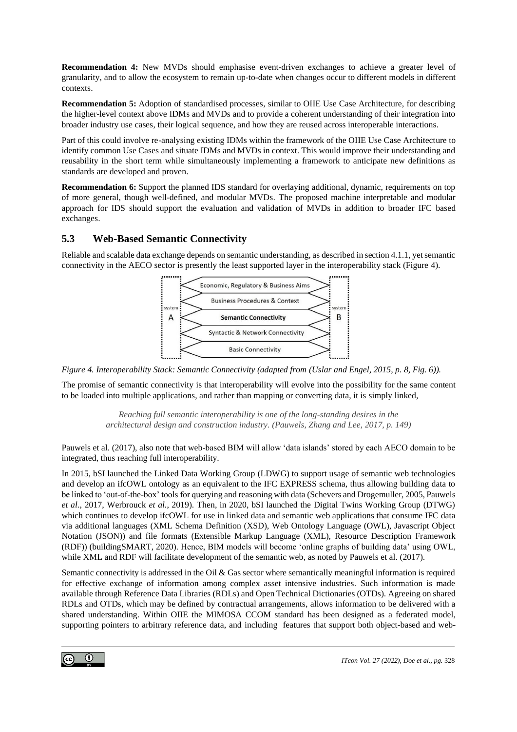**Recommendation 4:** New MVDs should emphasise event-driven exchanges to achieve a greater level of granularity, and to allow the ecosystem to remain up-to-date when changes occur to different models in different contexts.

**Recommendation 5:** Adoption of standardised processes, similar to OIIE Use Case Architecture, for describing the higher-level context above IDMs and MVDs and to provide a coherent understanding of their integration into broader industry use cases, their logical sequence, and how they are reused across interoperable interactions.

Part of this could involve re-analysing existing IDMs within the framework of the OIIE Use Case Architecture to identify common Use Cases and situate IDMs and MVDs in context. This would improve their understanding and reusability in the short term while simultaneously implementing a framework to anticipate new definitions as standards are developed and proven.

**Recommendation 6:** Support the planned IDS standard for overlaying additional, dynamic, requirements on top of more general, though well-defined, and modular MVDs. The proposed machine interpretable and modular approach for IDS should support the evaluation and validation of MVDs in addition to broader IFC based exchanges.

## 5.3 Web-Based Semantic Connectivity

Reliable and scalable data exchange depends on semantic understanding, as described in section 4.1.1, yet semantic connectivity in the AECO sector is presently the least supported layer in the interoperability stack (Figure 4).

system A | Economic, Regulatory & Business Aims | Business Procedures & Context | **Semantic Connectivity** | Syntactic & Network Connectivity | Basic Connectivity | system B

*Figure 4. Interoperability Stack: Semantic Connectivity (adapted from (Uslar and Engel, 2015, p. 8, Fig. 6)).*

The promise of semantic connectivity is that interoperability will evolve into the possibility for the same content to be loaded into multiple applications, and rather than mapping or converting data, it is simply linked,

> *Reaching full semantic interoperability is one of the long-standing desires in the architectural design and construction industry. (Pauwels, Zhang and Lee, 2017, p. 149)*

Pauwels et al. (2017), also note that web-based BIM will allow 'data islands' stored by each AECO domain to be integrated, thus reaching full interoperability.

In 2015, bSI launched the Linked Data Working Group (LDWG) to support usage of semantic web technologies and develop an ifcOWL ontology as an equivalent to the IFC EXPRESS schema, thus allowing building data to be linked to 'out-of-the-box' tools for querying and reasoning with data (Schevers and Drogemuller, 2005, Pauwels *et al.*, 2017, Werbrouck *et al.*, 2019). Then, in 2020, bSI launched the Digital Twins Working Group (DTWG) which continues to develop ifcOWL for use in linked data and semantic web applications that consume IFC data via additional languages (XML Schema Definition (XSD), Web Ontology Language (OWL), Javascript Object Notation (JSON)) and file formats (Extensible Markup Language (XML), Resource Description Framework (RDF)) (buildingSMART, 2020). Hence, BIM models will become 'online graphs of building data' using OWL, while XML and RDF will facilitate development of the semantic web, as noted by Pauwels et al. (2017).

Semantic connectivity is addressed in the Oil & Gas sector where semantically meaningful information is required for effective exchange of information among complex asset intensive industries. Such information is made available through Reference Data Libraries (RDLs) and Open Technical Dictionaries (OTDs). Agreeing on shared RDLs and OTDs, which may be defined by contractual arrangements, allows information to be delivered with a shared understanding. Within OIIE the MIMOSA CCOM standard has been designed as a federated model, supporting pointers to arbitrary reference data, and including features that support both object-based and web-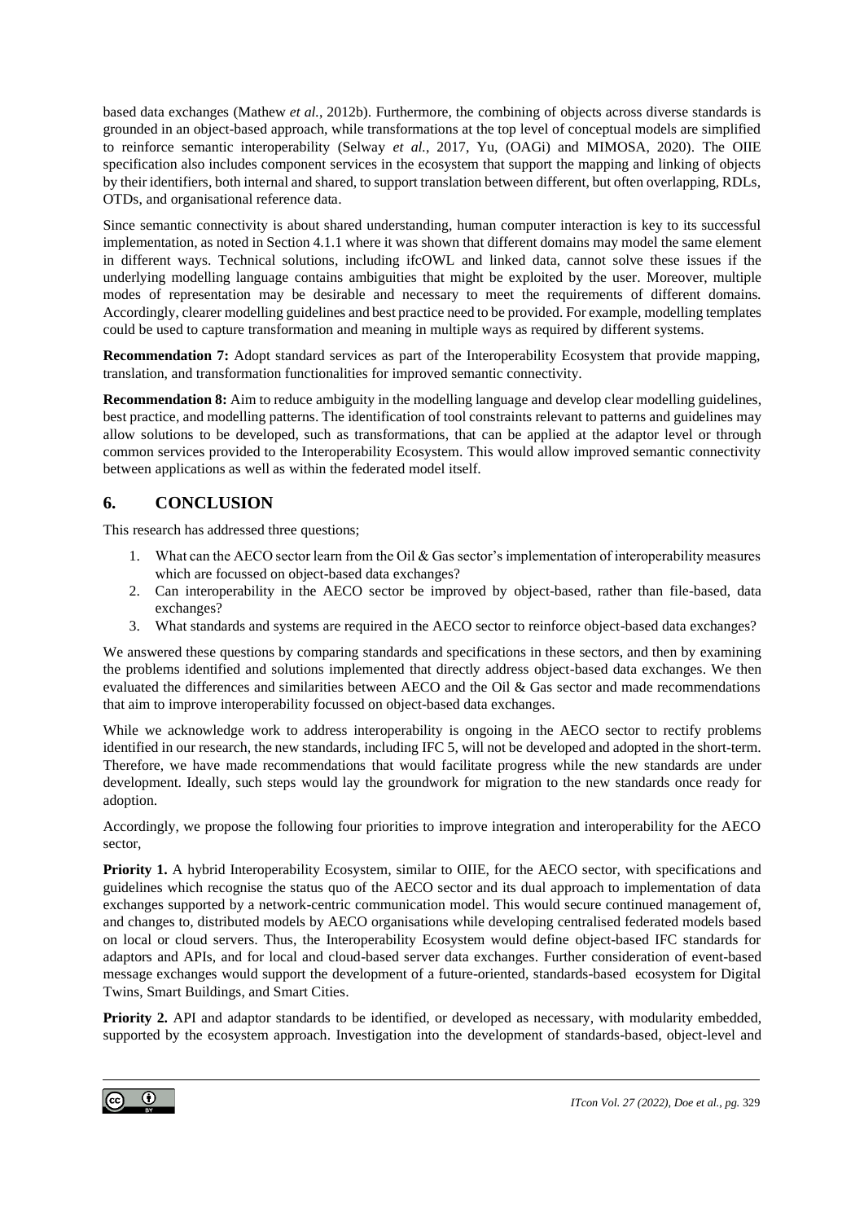based data exchanges (Mathew *et al.*, 2012b). Furthermore, the combining of objects across diverse standards is grounded in an object-based approach, while transformations at the top level of conceptual models are simplified to reinforce semantic interoperability (Selway *et al.*, 2017, Yu, (OAGi) and MIMOSA, 2020). The OIIE specification also includes component services in the ecosystem that support the mapping and linking of objects by their identifiers, both internal and shared, to support translation between different, but often overlapping, RDLs, OTDs, and organisational reference data.

Since semantic connectivity is about shared understanding, human computer interaction is key to its successful implementation, as noted in Section 4.1.1 where it was shown that different domains may model the same element in different ways. Technical solutions, including ifcOWL and linked data, cannot solve these issues if the underlying modelling language contains ambiguities that might be exploited by the user. Moreover, multiple modes of representation may be desirable and necessary to meet the requirements of different domains. Accordingly, clearer modelling guidelines and best practice need to be provided. For example, modelling templates could be used to capture transformation and meaning in multiple ways as required by different systems.

**Recommendation 7:** Adopt standard services as part of the Interoperability Ecosystem that provide mapping, translation, and transformation functionalities for improved semantic connectivity.

**Recommendation 8:** Aim to reduce ambiguity in the modelling language and develop clear modelling guidelines, best practice, and modelling patterns. The identification of tool constraints relevant to patterns and guidelines may allow solutions to be developed, such as transformations, that can be applied at the adaptor level or through common services provided to the Interoperability Ecosystem. This would allow improved semantic connectivity between applications as well as within the federated model itself.

## 6. CONCLUSION

This research has addressed three questions;

1. What can the AECO sector learn from the Oil & Gas sector's implementation of interoperability measures which are focussed on object-based data exchanges?
2. Can interoperability in the AECO sector be improved by object-based, rather than file-based, data exchanges?
3. What standards and systems are required in the AECO sector to reinforce object-based data exchanges?

We answered these questions by comparing standards and specifications in these sectors, and then by examining the problems identified and solutions implemented that directly address object-based data exchanges. We then evaluated the differences and similarities between AECO and the Oil & Gas sector and made recommendations that aim to improve interoperability focussed on object-based data exchanges.

While we acknowledge work to address interoperability is ongoing in the AECO sector to rectify problems identified in our research, the new standards, including IFC 5, will not be developed and adopted in the short-term. Therefore, we have made recommendations that would facilitate progress while the new standards are under development. Ideally, such steps would lay the groundwork for migration to the new standards once ready for adoption.

Accordingly, we propose the following four priorities to improve integration and interoperability for the AECO sector,

**Priority 1.** A hybrid Interoperability Ecosystem, similar to OIIE, for the AECO sector, with specifications and guidelines which recognise the status quo of the AECO sector and its dual approach to implementation of data exchanges supported by a network-centric communication model. This would secure continued management of, and changes to, distributed models by AECO organisations while developing centralised federated models based on local or cloud servers. Thus, the Interoperability Ecosystem would define object-based IFC standards for adaptors and APIs, and for local and cloud-based server data exchanges. Further consideration of event-based message exchanges would support the development of a future-oriented, standards-based ecosystem for Digital Twins, Smart Buildings, and Smart Cities.

**Priority 2.** API and adaptor standards to be identified, or developed as necessary, with modularity embedded, supported by the ecosystem approach. Investigation into the development of standards-based, object-level and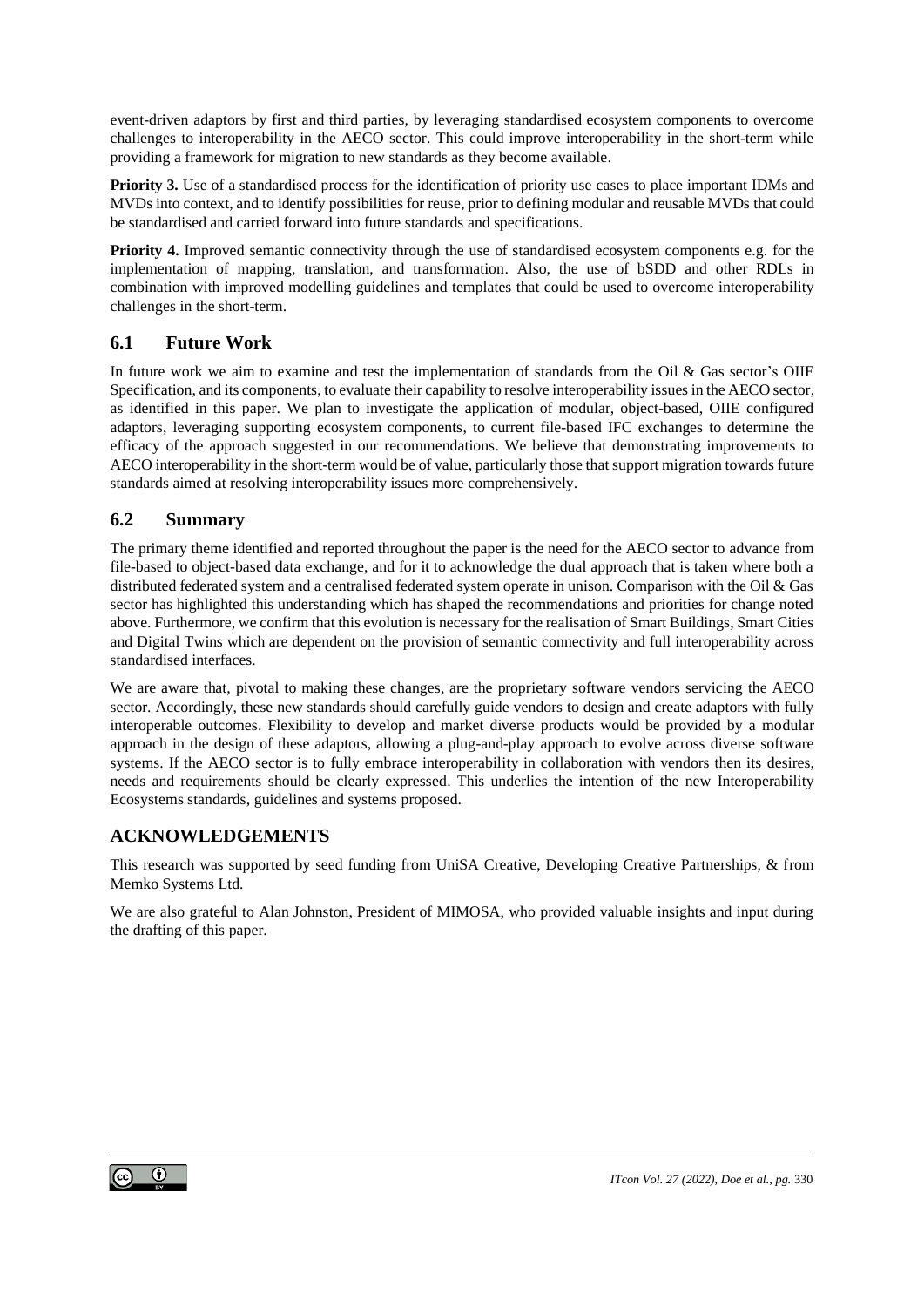event-driven adaptors by first and third parties, by leveraging standardised ecosystem components to overcome challenges to interoperability in the AECO sector. This could improve interoperability in the short-term while providing a framework for migration to new standards as they become available.

**Priority 3.** Use of a standardised process for the identification of priority use cases to place important IDMs and MVDs into context, and to identify possibilities for reuse, prior to defining modular and reusable MVDs that could be standardised and carried forward into future standards and specifications.

**Priority 4.** Improved semantic connectivity through the use of standardised ecosystem components e.g. for the implementation of mapping, translation, and transformation. Also, the use of bSDD and other RDLs in combination with improved modelling guidelines and templates that could be used to overcome interoperability challenges in the short-term.

## 6.1 Future Work

In future work we aim to examine and test the implementation of standards from the Oil & Gas sector's OIIE Specification, and its components, to evaluate their capability to resolve interoperability issues in the AECO sector, as identified in this paper. We plan to investigate the application of modular, object-based, OIIE configured adaptors, leveraging supporting ecosystem components, to current file-based IFC exchanges to determine the efficacy of the approach suggested in our recommendations. We believe that demonstrating improvements to AECO interoperability in the short-term would be of value, particularly those that support migration towards future standards aimed at resolving interoperability issues more comprehensively.

## 6.2 Summary

The primary theme identified and reported throughout the paper is the need for the AECO sector to advance from file-based to object-based data exchange, and for it to acknowledge the dual approach that is taken where both a distributed federated system and a centralised federated system operate in unison. Comparison with the Oil & Gas sector has highlighted this understanding which has shaped the recommendations and priorities for change noted above. Furthermore, we confirm that this evolution is necessary for the realisation of Smart Buildings, Smart Cities and Digital Twins which are dependent on the provision of semantic connectivity and full interoperability across standardised interfaces.

We are aware that, pivotal to making these changes, are the proprietary software vendors servicing the AECO sector. Accordingly, these new standards should carefully guide vendors to design and create adaptors with fully interoperable outcomes. Flexibility to develop and market diverse products would be provided by a modular approach in the design of these adaptors, allowing a plug-and-play approach to evolve across diverse software systems. If the AECO sector is to fully embrace interoperability in collaboration with vendors then its desires, needs and requirements should be clearly expressed. This underlies the intention of the new Interoperability Ecosystems standards, guidelines and systems proposed.

## ACKNOWLEDGEMENTS

This research was supported by seed funding from UniSA Creative, Developing Creative Partnerships, & from Memko Systems Ltd.

We are also grateful to Alan Johnston, President of MIMOSA, who provided valuable insights and input during the drafting of this paper.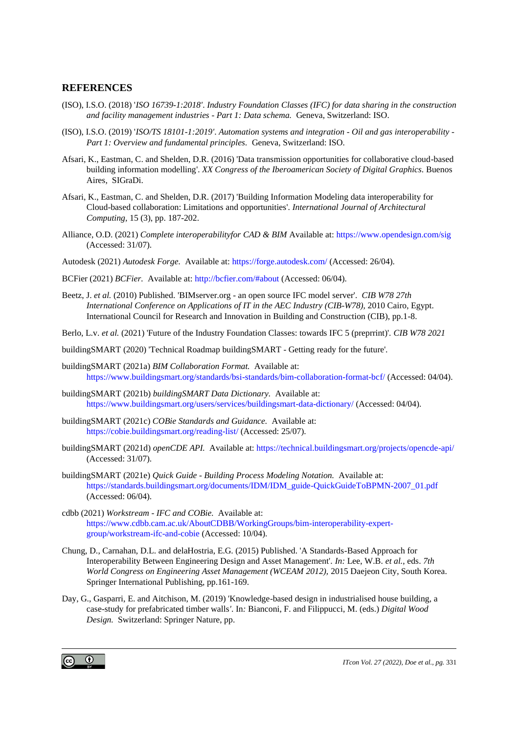## REFERENCES

(ISO), I.S.O. (2018) '*ISO 16739-1:2018'*. *Industry Foundation Classes (IFC) for data sharing in the construction and facility management industries - Part 1: Data schema.* Geneva, Switzerland: ISO.

(ISO), I.S.O. (2019) '*ISO/TS 18101-1:2019'*. *Automation systems and integration - Oil and gas interoperability - Part 1: Overview and fundamental principles.* Geneva, Switzerland: ISO.

Afsari, K., Eastman, C. and Shelden, D.R. (2016) 'Data transmission opportunities for collaborative cloud-based building information modelling'. *XX Congress of the Iberoamerican Society of Digital Graphics*. Buenos Aires, SIGraDi.

Afsari, K., Eastman, C. and Shelden, D.R. (2017) 'Building Information Modeling data interoperability for Cloud-based collaboration: Limitations and opportunities'. *International Journal of Architectural Computing*, 15 (3), pp. 187-202.

Alliance, O.D. (2021) *Complete interoperabilityfor CAD & BIM* Available at: https://www.opendesign.com/sig (Accessed: 31/07).

Autodesk (2021) *Autodesk Forge.* Available at: https://forge.autodesk.com/ (Accessed: 26/04).

BCFier (2021) *BCFier.* Available at: http://bcfier.com/#about (Accessed: 06/04).

Beetz, J. *et al.* (2010) Published. 'BIMserver.org - an open source IFC model server'. *CIB W78 27th International Conference on Applications of IT in the AEC Industry (CIB-W78),* 2010 Cairo, Egypt. International Council for Research and Innovation in Building and Construction (CIB), pp.1-8.

Berlo, L.v. *et al.* (2021) 'Future of the Industry Foundation Classes: towards IFC 5 (preprrint)'. *CIB W78 2021*

buildingSMART (2020) 'Technical Roadmap buildingSMART - Getting ready for the future'.

buildingSMART (2021a) *BIM Collaboration Format.* Available at: https://www.buildingsmart.org/standards/bsi-standards/bim-collaboration-format-bcf/ (Accessed: 04/04).

buildingSMART (2021b) *buildingSMART Data Dictionary.* Available at: https://www.buildingsmart.org/users/services/buildingsmart-data-dictionary/ (Accessed: 04/04).

buildingSMART (2021c) *COBie Standards and Guidance.* Available at: https://cobie.buildingsmart.org/reading-list/ (Accessed: 25/07).

buildingSMART (2021d) *openCDE API.* Available at: https://technical.buildingsmart.org/projects/opencde-api/ (Accessed: 31/07).

buildingSMART (2021e) *Quick Guide - Building Process Modeling Notation.* Available at: https://standards.buildingsmart.org/documents/IDM/IDM_guide-QuickGuideToBPMN-2007_01.pdf (Accessed: 06/04).

cdbb (2021) *Workstream - IFC and COBie.* Available at: https://www.cdbb.cam.ac.uk/AboutCDBB/WorkingGroups/bim-interoperability-expert-group/workstream-ifc-and-cobie (Accessed: 10/04).

Chung, D., Carnahan, D.L. and delaHostria, E.G. (2015) Published. 'A Standards-Based Approach for Interoperability Between Engineering Design and Asset Management'. *In:* Lee, W.B. *et al.*, eds. *7th World Congress on Engineering Asset Management (WCEAM 2012),* 2015 Daejeon City, South Korea. Springer International Publishing, pp.161-169.

Day, G., Gasparri, E. and Aitchison, M. (2019) 'Knowledge-based design in industrialised house building, a case-study for prefabricated timber walls*'*. In*:* Bianconi, F. and Filippucci, M. (eds.) *Digital Wood Design.* Switzerland: Springer Nature, pp.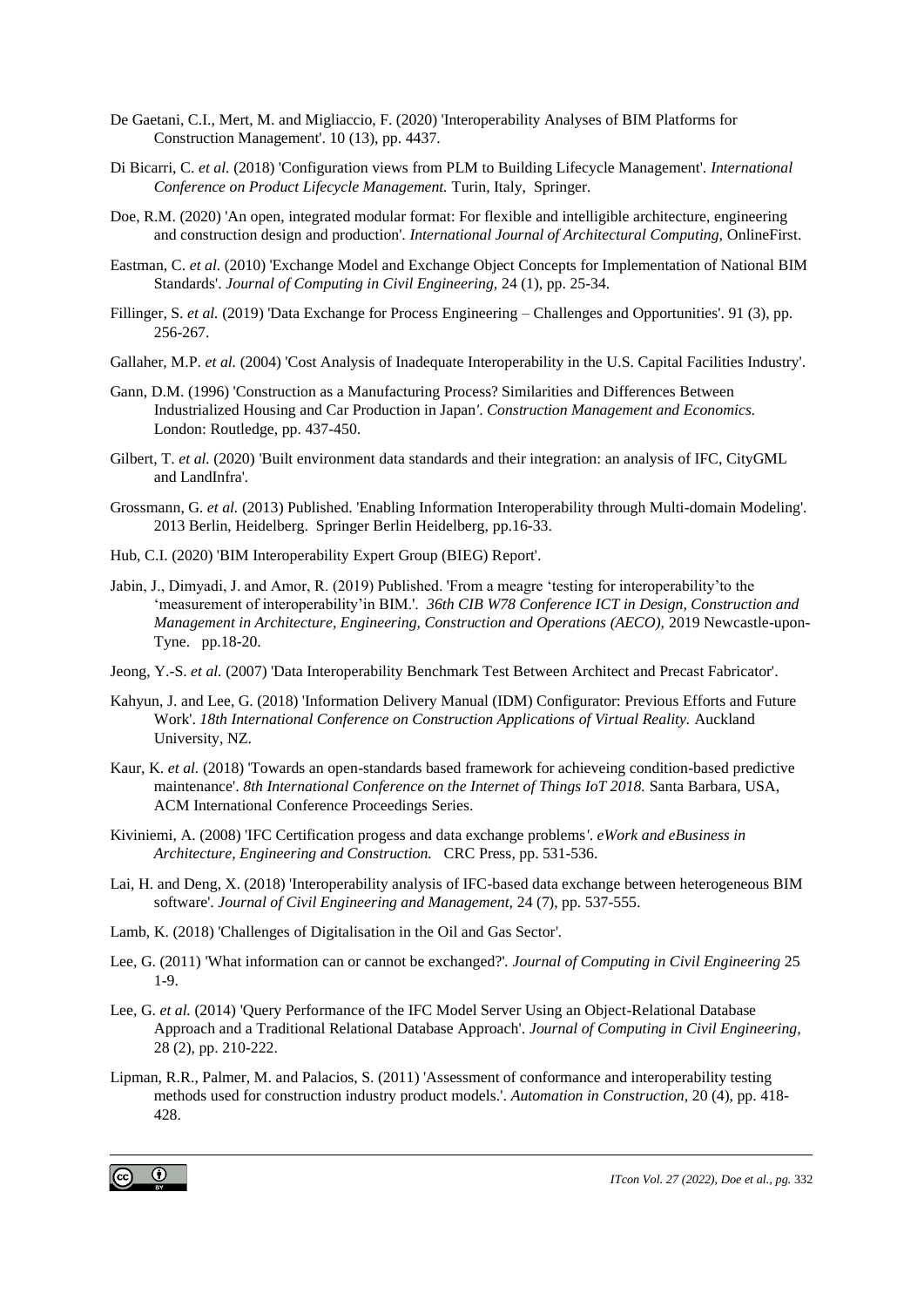De Gaetani, C.I., Mert, M. and Migliaccio, F. (2020) 'Interoperability Analyses of BIM Platforms for Construction Management'. 10 (13), pp. 4437.

Di Bicarri, C. *et al.* (2018) 'Configuration views from PLM to Building Lifecycle Management'. *International Conference on Product Lifecycle Management.* Turin, Italy, Springer.

Doe, R.M. (2020) 'An open, integrated modular format: For flexible and intelligible architecture, engineering and construction design and production'. *International Journal of Architectural Computing,* OnlineFirst.

Eastman, C. *et al.* (2010) 'Exchange Model and Exchange Object Concepts for Implementation of National BIM Standards'. *Journal of Computing in Civil Engineering,* 24 (1), pp. 25-34.

Fillinger, S. *et al.* (2019) 'Data Exchange for Process Engineering – Challenges and Opportunities'. 91 (3), pp. 256-267.

Gallaher, M.P. *et al.* (2004) 'Cost Analysis of Inadequate Interoperability in the U.S. Capital Facilities Industry'.

Gann, D.M. (1996) 'Construction as a Manufacturing Process? Similarities and Differences Between Industrialized Housing and Car Production in Japan'. *Construction Management and Economics.* London: Routledge, pp. 437-450.

Gilbert, T. *et al.* (2020) 'Built environment data standards and their integration: an analysis of IFC, CityGML and LandInfra'.

Grossmann, G. *et al.* (2013) Published. 'Enabling Information Interoperability through Multi-domain Modeling'. 2013 Berlin, Heidelberg. Springer Berlin Heidelberg, pp.16-33.

Hub, C.I. (2020) 'BIM Interoperability Expert Group (BIEG) Report'.

Jabin, J., Dimyadi, J. and Amor, R. (2019) Published. 'From a meagre 'testing for interoperability'to the 'measurement of interoperability'in BIM.'. *36th CIB W78 Conference ICT in Design, Construction and Management in Architecture, Engineering, Construction and Operations (AECO),* 2019 Newcastle-upon-Tyne. pp.18-20.

Jeong, Y.-S. *et al.* (2007) 'Data Interoperability Benchmark Test Between Architect and Precast Fabricator'.

Kahyun, J. and Lee, G. (2018) 'Information Delivery Manual (IDM) Configurator: Previous Efforts and Future Work'. *18th International Conference on Construction Applications of Virtual Reality.* Auckland University, NZ.

Kaur, K. *et al.* (2018) 'Towards an open-standards based framework for achieveing condition-based predictive maintenance'. *8th International Conference on the Internet of Things IoT 2018.* Santa Barbara, USA, ACM International Conference Proceedings Series.

Kiviniemi, A. (2008) 'IFC Certification progess and data exchange problems'. *eWork and eBusiness in Architecture, Engineering and Construction.* CRC Press, pp. 531-536.

Lai, H. and Deng, X. (2018) 'Interoperability analysis of IFC-based data exchange between heterogeneous BIM software'. *Journal of Civil Engineering and Management,* 24 (7), pp. 537-555.

Lamb, K. (2018) 'Challenges of Digitalisation in the Oil and Gas Sector'.

Lee, G. (2011) 'What information can or cannot be exchanged?'. *Journal of Computing in Civil Engineering* 25 1-9.

Lee, G. *et al.* (2014) 'Query Performance of the IFC Model Server Using an Object-Relational Database Approach and a Traditional Relational Database Approach'. *Journal of Computing in Civil Engineering,* 28 (2), pp. 210-222.

Lipman, R.R., Palmer, M. and Palacios, S. (2011) 'Assessment of conformance and interoperability testing methods used for construction industry product models.'. *Automation in Construction,* 20 (4), pp. 418-428.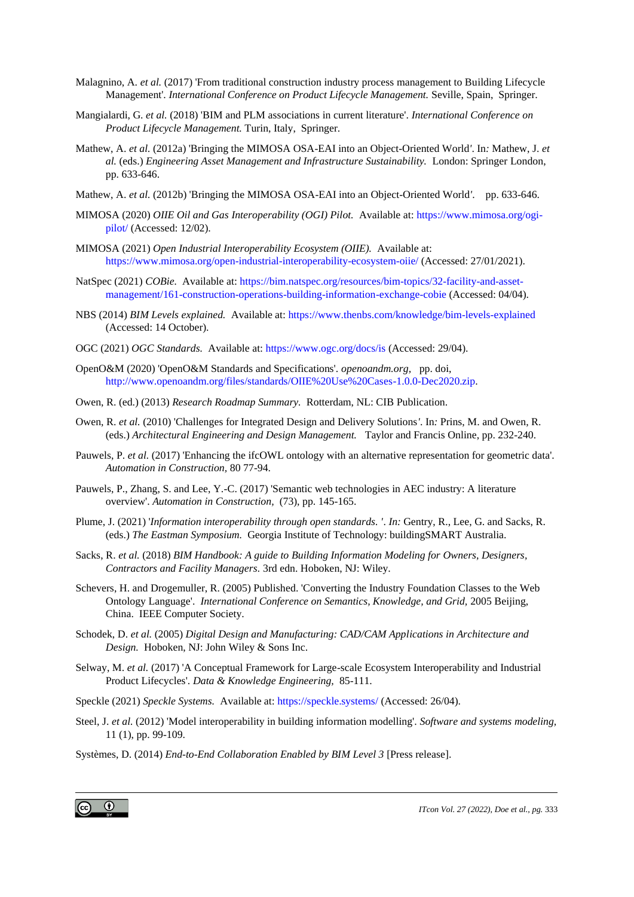Malagnino, A. *et al.* (2017) 'From traditional construction industry process management to Building Lifecycle Management'. *International Conference on Product Lifecycle Management.* Seville, Spain, Springer.

Mangialardi, G. *et al.* (2018) 'BIM and PLM associations in current literature'. *International Conference on Product Lifecycle Management.* Turin, Italy, Springer.

Mathew, A. *et al.* (2012a) 'Bringing the MIMOSA OSA-EAI into an Object-Oriented World'. In*:* Mathew, J. *et al.* (eds.) *Engineering Asset Management and Infrastructure Sustainability.* London: Springer London, pp. 633-646.

Mathew, A. *et al.* (2012b) 'Bringing the MIMOSA OSA-EAI into an Object-Oriented World'. pp. 633-646.

MIMOSA (2020) *OIIE Oil and Gas Interoperability (OGI) Pilot.* Available at: https://www.mimosa.org/ogi-pilot/ (Accessed: 12/02).

MIMOSA (2021) *Open Industrial Interoperability Ecosystem (OIIE).* Available at: https://www.mimosa.org/open-industrial-interoperability-ecosystem-oiie/ (Accessed: 27/01/2021).

NatSpec (2021) *COBie.* Available at: https://bim.natspec.org/resources/bim-topics/32-facility-and-asset-management/161-construction-operations-building-information-exchange-cobie (Accessed: 04/04).

NBS (2014) *BIM Levels explained.* Available at: https://www.thenbs.com/knowledge/bim-levels-explained (Accessed: 14 October).

OGC (2021) *OGC Standards.* Available at: https://www.ogc.org/docs/is (Accessed: 29/04).

OpenO&M (2020) 'OpenO&M Standards and Specifications'. *openoandm.org,* pp. doi, http://www.openoandm.org/files/standards/OIIE%20Use%20Cases-1.0.0-Dec2020.zip.

Owen, R. (ed.) (2013) *Research Roadmap Summary.* Rotterdam, NL: CIB Publication.

Owen, R. *et al.* (2010) 'Challenges for Integrated Design and Delivery Solutions'. In*:* Prins, M. and Owen, R. (eds.) *Architectural Engineering and Design Management.* Taylor and Francis Online, pp. 232-240.

Pauwels, P. *et al.* (2017) 'Enhancing the ifcOWL ontology with an alternative representation for geometric data'. *Automation in Construction,* 80 77-94.

Pauwels, P., Zhang, S. and Lee, Y.-C. (2017) 'Semantic web technologies in AEC industry: A literature overview'. *Automation in Construction,* (73), pp. 145-165.

Plume, J. (2021) '*Information interoperability through open standards. '. In:* Gentry, R., Lee, G. and Sacks, R. (eds.) *The Eastman Symposium.* Georgia Institute of Technology: buildingSMART Australia.

Sacks, R. *et al.* (2018) *BIM Handbook: A guide to Building Information Modeling for Owners, Designers, Contractors and Facility Managers.* 3rd edn. Hoboken, NJ: Wiley.

Schevers, H. and Drogemuller, R. (2005) Published. 'Converting the Industry Foundation Classes to the Web Ontology Language'. *International Conference on Semantics, Knowledge, and Grid,* 2005 Beijing, China. IEEE Computer Society.

Schodek, D. *et al.* (2005) *Digital Design and Manufacturing: CAD/CAM Applications in Architecture and Design.* Hoboken, NJ: John Wiley & Sons Inc.

Selway, M. *et al.* (2017) 'A Conceptual Framework for Large-scale Ecosystem Interoperability and Industrial Product Lifecycles'. *Data & Knowledge Engineering,* 85-111.

Speckle (2021) *Speckle Systems.* Available at: https://speckle.systems/ (Accessed: 26/04).

Steel, J. *et al.* (2012) 'Model interoperability in building information modelling'. *Software and systems modeling,* 11 (1), pp. 99-109.

Systèmes, D. (2014) *End-to-End Collaboration Enabled by BIM Level 3* [Press release].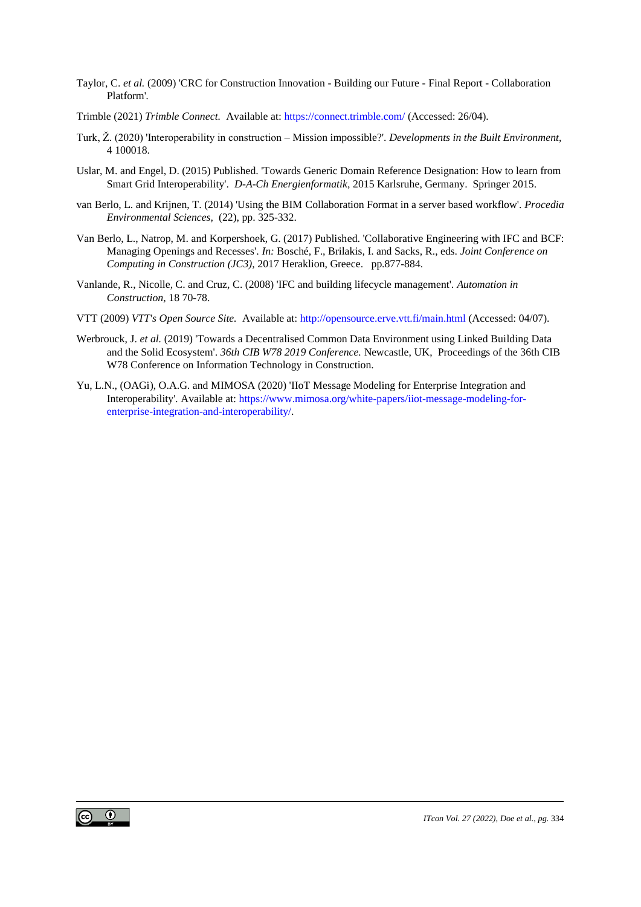Taylor, C. *et al.* (2009) 'CRC for Construction Innovation - Building our Future - Final Report - Collaboration Platform'.

Trimble (2021) *Trimble Connect.* Available at: https://connect.trimble.com/ (Accessed: 26/04).

Turk, Ž. (2020) 'Interoperability in construction – Mission impossible?'. *Developments in the Built Environment*, 4 100018.

Uslar, M. and Engel, D. (2015) Published. 'Towards Generic Domain Reference Designation: How to learn from Smart Grid Interoperability'. *D-A-Ch Energienformatik*, 2015 Karlsruhe, Germany. Springer 2015.

van Berlo, L. and Krijnen, T. (2014) 'Using the BIM Collaboration Format in a server based workflow'. *Procedia Environmental Sciences*, (22), pp. 325-332.

Van Berlo, L., Natrop, M. and Korpershoek, G. (2017) Published. 'Collaborative Engineering with IFC and BCF: Managing Openings and Recesses'. *In:* Bosché, F., Brilakis, I. and Sacks, R., eds. *Joint Conference on Computing in Construction (JC3)*, 2017 Heraklion, Greece. pp.877-884.

Vanlande, R., Nicolle, C. and Cruz, C. (2008) 'IFC and building lifecycle management'. *Automation in Construction*, 18 70-78.

VTT (2009) *VTT's Open Source Site.* Available at: http://opensource.erve.vtt.fi/main.html (Accessed: 04/07).

Werbrouck, J. *et al.* (2019) 'Towards a Decentralised Common Data Environment using Linked Building Data and the Solid Ecosystem'. *36th CIB W78 2019 Conference.* Newcastle, UK, Proceedings of the 36th CIB W78 Conference on Information Technology in Construction.

Yu, L.N., (OAGi), O.A.G. and MIMOSA (2020) 'IIoT Message Modeling for Enterprise Integration and Interoperability'. Available at: https://www.mimosa.org/white-papers/iiot-message-modeling-for-enterprise-integration-and-interoperability/.